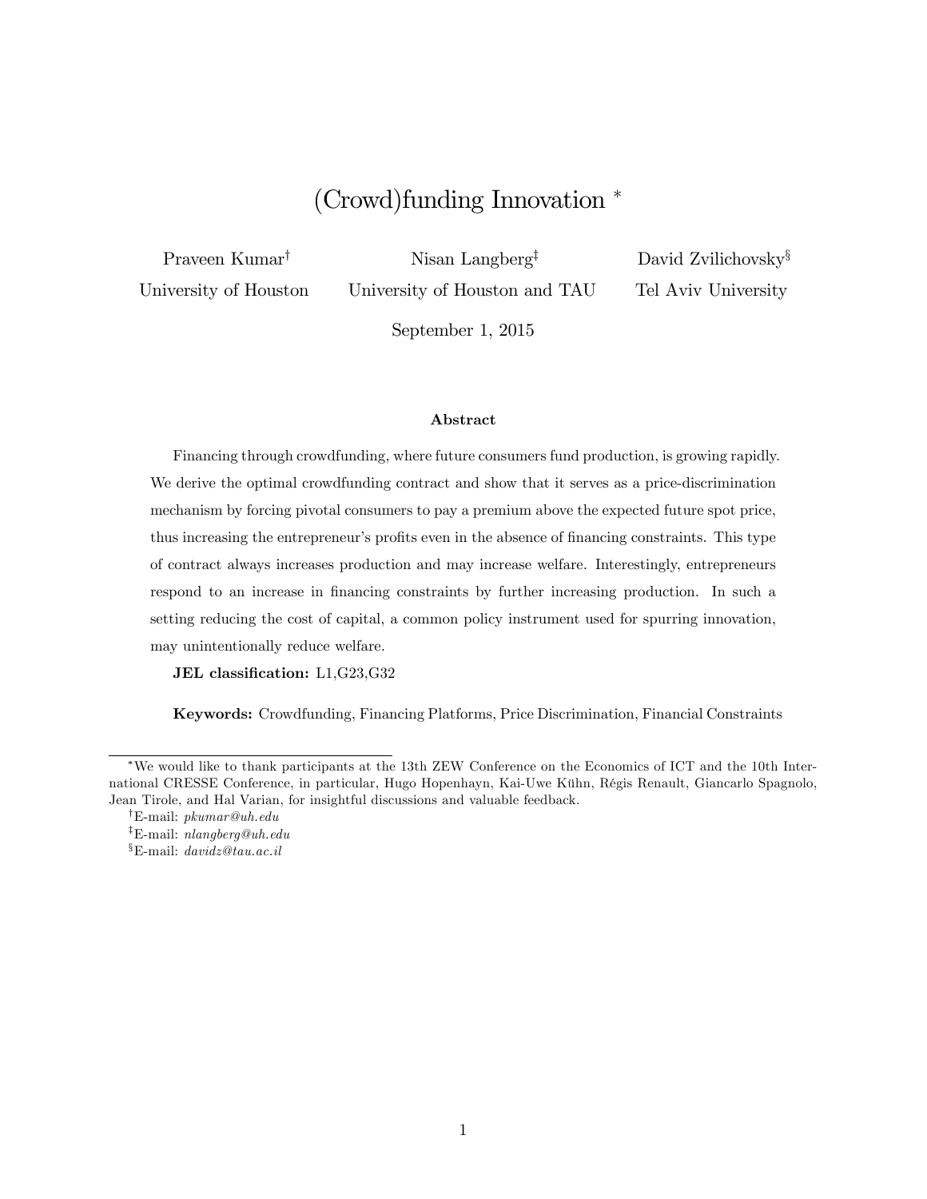# (Crowd)funding Innovation *

Praveen Kumar[†] — University of Houston

Nisan Langberg[‡] — University of Houston and TAU

David Zvilichovsky[§] — Tel Aviv University

September 1, 2015

### Abstract

Financing through crowdfunding, where future consumers fund production, is growing rapidly. We derive the optimal crowdfunding contract and show that it serves as a price-discrimination mechanism by forcing pivotal consumers to pay a premium above the expected future spot price, thus increasing the entrepreneur's profits even in the absence of financing constraints. This type of contract always increases production and may increase welfare. Interestingly, entrepreneurs respond to an increase in financing constraints by further increasing production. In such a setting reducing the cost of capital, a common policy instrument used for spurring innovation, may unintentionally reduce welfare.

**JEL classification:** L1,G23,G32

**Keywords:** Crowdfunding, Financing Platforms, Price Discrimination, Financial Constraints

---

*We would like to thank participants at the 13th ZEW Conference on the Economics of ICT and the 10th International CRESSE Conference, in particular, Hugo Hopenhayn, Kai-Uwe Kühn, Régis Renault, Giancarlo Spagnolo, Jean Tirole, and Hal Varian, for insightful discussions and valuable feedback.

[†]E-mail: *pkumar@uh.edu*

[‡]E-mail: *nlangberg@uh.edu*

[§]E-mail: *davidz@tau.ac.il*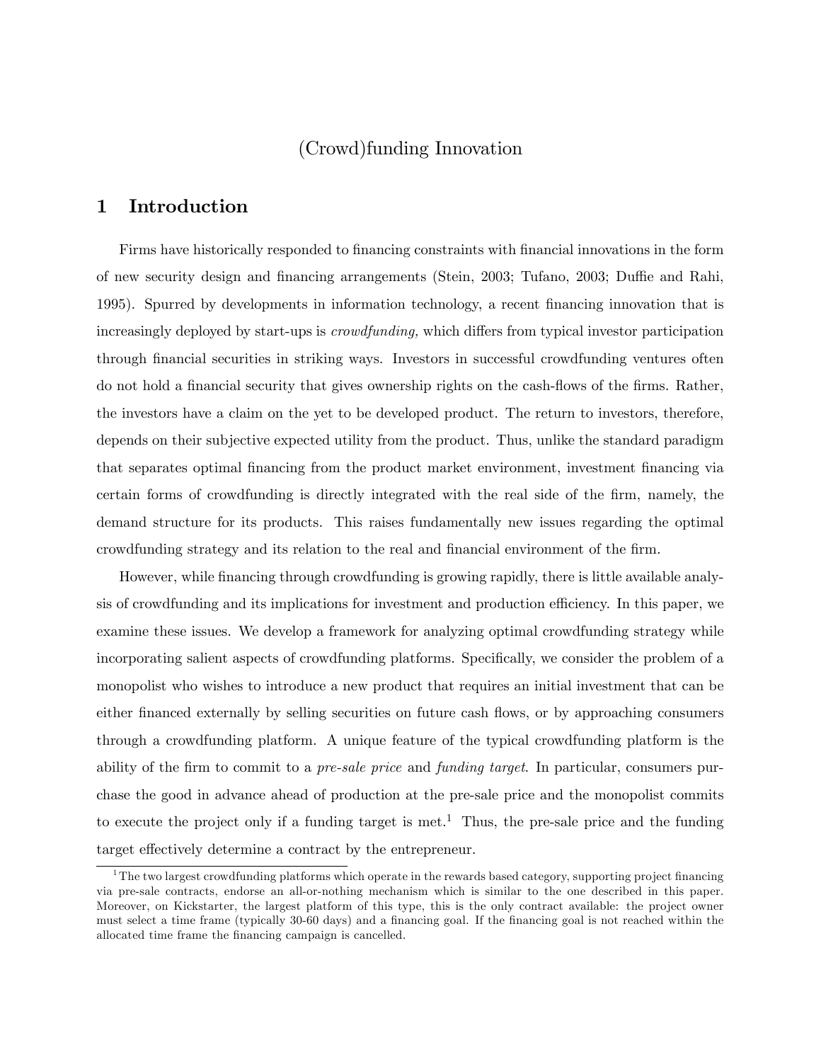# (Crowd)funding Innovation

## 1 Introduction

Firms have historically responded to financing constraints with financial innovations in the form of new security design and financing arrangements (Stein, 2003; Tufano, 2003; Duffie and Rahi, 1995). Spurred by developments in information technology, a recent financing innovation that is increasingly deployed by start-ups is *crowdfunding,* which differs from typical investor participation through financial securities in striking ways. Investors in successful crowdfunding ventures often do not hold a financial security that gives ownership rights on the cash-flows of the firms. Rather, the investors have a claim on the yet to be developed product. The return to investors, therefore, depends on their subjective expected utility from the product. Thus, unlike the standard paradigm that separates optimal financing from the product market environment, investment financing via certain forms of crowdfunding is directly integrated with the real side of the firm, namely, the demand structure for its products. This raises fundamentally new issues regarding the optimal crowdfunding strategy and its relation to the real and financial environment of the firm.

However, while financing through crowdfunding is growing rapidly, there is little available analysis of crowdfunding and its implications for investment and production efficiency. In this paper, we examine these issues. We develop a framework for analyzing optimal crowdfunding strategy while incorporating salient aspects of crowdfunding platforms. Specifically, we consider the problem of a monopolist who wishes to introduce a new product that requires an initial investment that can be either financed externally by selling securities on future cash flows, or by approaching consumers through a crowdfunding platform. A unique feature of the typical crowdfunding platform is the ability of the firm to commit to a *pre-sale price* and *funding target*. In particular, consumers purchase the good in advance ahead of production at the pre-sale price and the monopolist commits to execute the project only if a funding target is met.[1] Thus, the pre-sale price and the funding target effectively determine a contract by the entrepreneur.

[1] The two largest crowdfunding platforms which operate in the rewards based category, supporting project financing via pre-sale contracts, endorse an all-or-nothing mechanism which is similar to the one described in this paper. Moreover, on Kickstarter, the largest platform of this type, this is the only contract available: the project owner must select a time frame (typically 30-60 days) and a financing goal. If the financing goal is not reached within the allocated time frame the financing campaign is cancelled.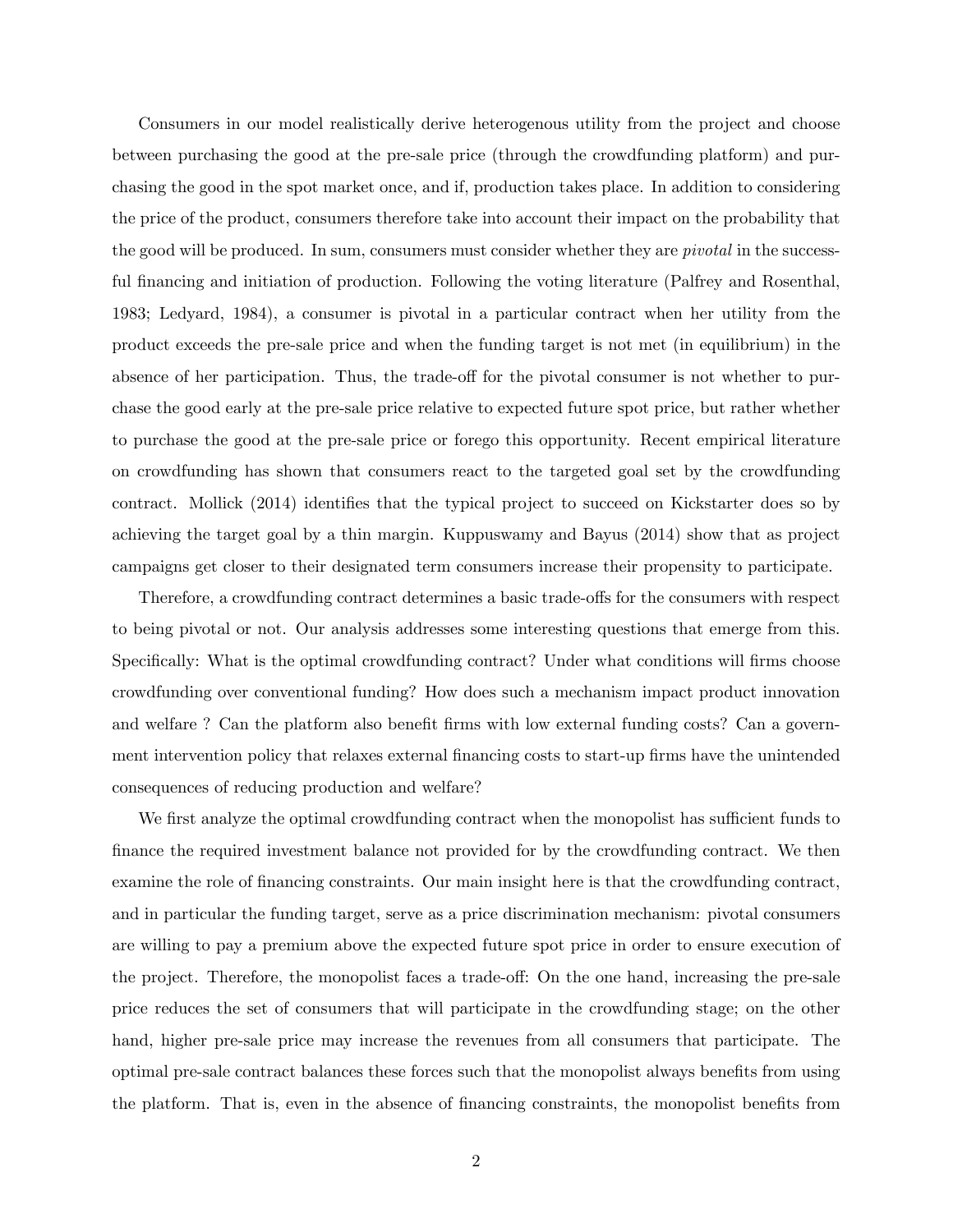Consumers in our model realistically derive heterogenous utility from the project and choose between purchasing the good at the pre-sale price (through the crowdfunding platform) and purchasing the good in the spot market once, and if, production takes place. In addition to considering the price of the product, consumers therefore take into account their impact on the probability that the good will be produced. In sum, consumers must consider whether they are *pivotal* in the successful financing and initiation of production. Following the voting literature (Palfrey and Rosenthal, 1983; Ledyard, 1984), a consumer is pivotal in a particular contract when her utility from the product exceeds the pre-sale price and when the funding target is not met (in equilibrium) in the absence of her participation. Thus, the trade-off for the pivotal consumer is not whether to purchase the good early at the pre-sale price relative to expected future spot price, but rather whether to purchase the good at the pre-sale price or forego this opportunity. Recent empirical literature on crowdfunding has shown that consumers react to the targeted goal set by the crowdfunding contract. Mollick (2014) identifies that the typical project to succeed on Kickstarter does so by achieving the target goal by a thin margin. Kuppuswamy and Bayus (2014) show that as project campaigns get closer to their designated term consumers increase their propensity to participate.

Therefore, a crowdfunding contract determines a basic trade-offs for the consumers with respect to being pivotal or not. Our analysis addresses some interesting questions that emerge from this. Specifically: What is the optimal crowdfunding contract? Under what conditions will firms choose crowdfunding over conventional funding? How does such a mechanism impact product innovation and welfare ? Can the platform also benefit firms with low external funding costs? Can a government intervention policy that relaxes external financing costs to start-up firms have the unintended consequences of reducing production and welfare?

We first analyze the optimal crowdfunding contract when the monopolist has sufficient funds to finance the required investment balance not provided for by the crowdfunding contract. We then examine the role of financing constraints. Our main insight here is that the crowdfunding contract, and in particular the funding target, serve as a price discrimination mechanism: pivotal consumers are willing to pay a premium above the expected future spot price in order to ensure execution of the project. Therefore, the monopolist faces a trade-off: On the one hand, increasing the pre-sale price reduces the set of consumers that will participate in the crowdfunding stage; on the other hand, higher pre-sale price may increase the revenues from all consumers that participate. The optimal pre-sale contract balances these forces such that the monopolist always benefits from using the platform. That is, even in the absence of financing constraints, the monopolist benefits from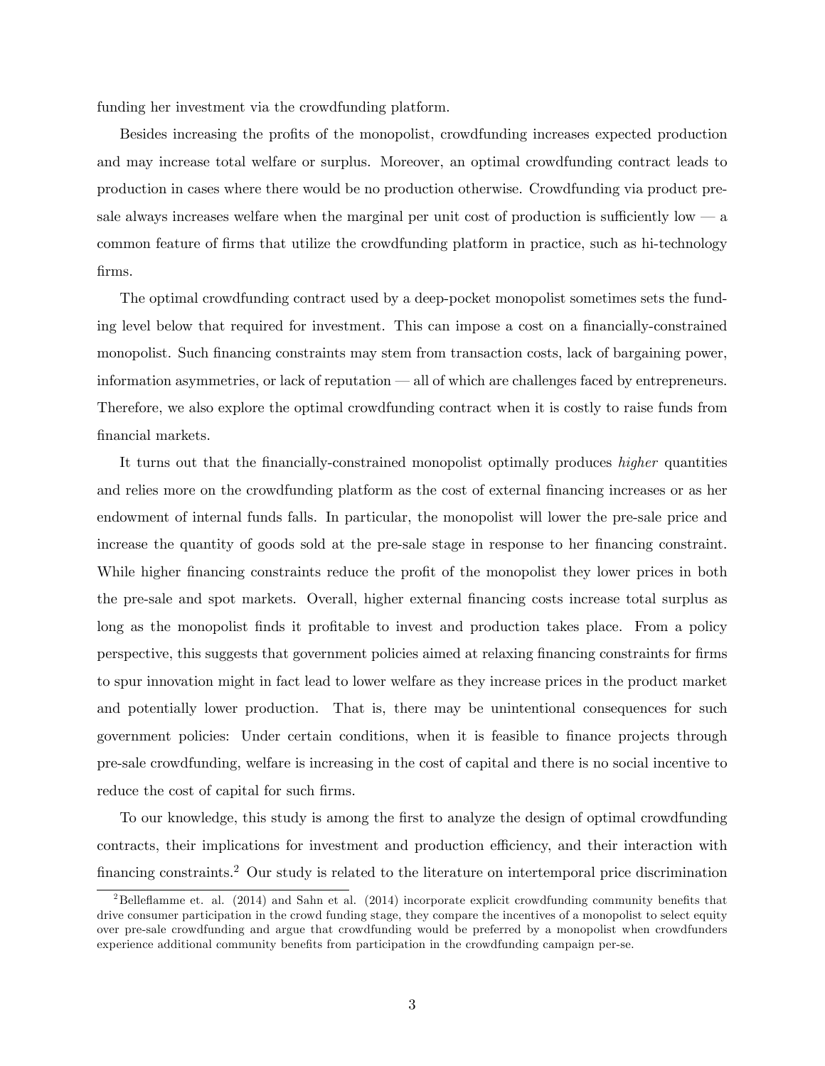funding her investment via the crowdfunding platform.

Besides increasing the profits of the monopolist, crowdfunding increases expected production and may increase total welfare or surplus. Moreover, an optimal crowdfunding contract leads to production in cases where there would be no production otherwise. Crowdfunding via product presale always increases welfare when the marginal per unit cost of production is sufficiently low — a common feature of firms that utilize the crowdfunding platform in practice, such as hi-technology firms.

The optimal crowdfunding contract used by a deep-pocket monopolist sometimes sets the funding level below that required for investment. This can impose a cost on a financially-constrained monopolist. Such financing constraints may stem from transaction costs, lack of bargaining power, information asymmetries, or lack of reputation — all of which are challenges faced by entrepreneurs. Therefore, we also explore the optimal crowdfunding contract when it is costly to raise funds from financial markets.

It turns out that the financially-constrained monopolist optimally produces *higher* quantities and relies more on the crowdfunding platform as the cost of external financing increases or as her endowment of internal funds falls. In particular, the monopolist will lower the pre-sale price and increase the quantity of goods sold at the pre-sale stage in response to her financing constraint. While higher financing constraints reduce the profit of the monopolist they lower prices in both the pre-sale and spot markets. Overall, higher external financing costs increase total surplus as long as the monopolist finds it profitable to invest and production takes place. From a policy perspective, this suggests that government policies aimed at relaxing financing constraints for firms to spur innovation might in fact lead to lower welfare as they increase prices in the product market and potentially lower production. That is, there may be unintentional consequences for such government policies: Under certain conditions, when it is feasible to finance projects through pre-sale crowdfunding, welfare is increasing in the cost of capital and there is no social incentive to reduce the cost of capital for such firms.

To our knowledge, this study is among the first to analyze the design of optimal crowdfunding contracts, their implications for investment and production efficiency, and their interaction with financing constraints.[2] Our study is related to the literature on intertemporal price discrimination

[2]Belleflamme et. al. (2014) and Sahn et al. (2014) incorporate explicit crowdfunding community benefits that drive consumer participation in the crowd funding stage, they compare the incentives of a monopolist to select equity over pre-sale crowdfunding and argue that crowdfunding would be preferred by a monopolist when crowdfunders experience additional community benefits from participation in the crowdfunding campaign per-se.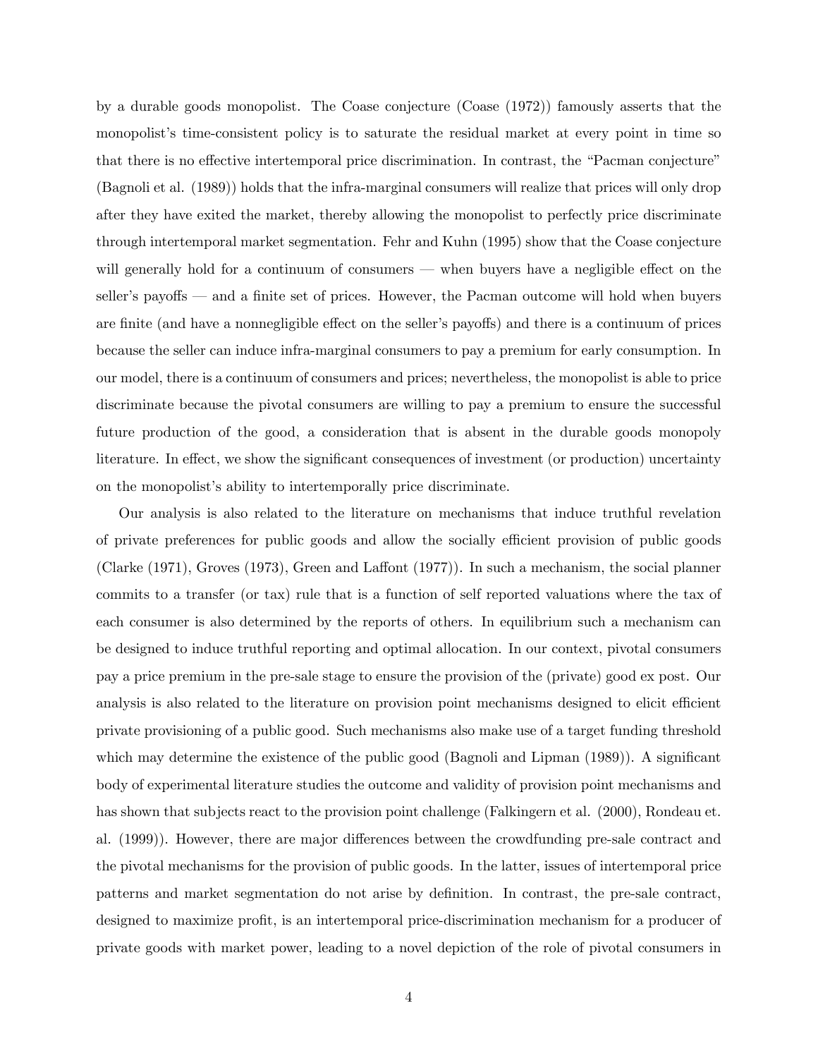by a durable goods monopolist. The Coase conjecture (Coase (1972)) famously asserts that the monopolist's time-consistent policy is to saturate the residual market at every point in time so that there is no effective intertemporal price discrimination. In contrast, the "Pacman conjecture" (Bagnoli et al. (1989)) holds that the infra-marginal consumers will realize that prices will only drop after they have exited the market, thereby allowing the monopolist to perfectly price discriminate through intertemporal market segmentation. Fehr and Kuhn (1995) show that the Coase conjecture will generally hold for a continuum of consumers — when buyers have a negligible effect on the seller's payoffs — and a finite set of prices. However, the Pacman outcome will hold when buyers are finite (and have a nonnegligible effect on the seller's payoffs) and there is a continuum of prices because the seller can induce infra-marginal consumers to pay a premium for early consumption. In our model, there is a continuum of consumers and prices; nevertheless, the monopolist is able to price discriminate because the pivotal consumers are willing to pay a premium to ensure the successful future production of the good, a consideration that is absent in the durable goods monopoly literature. In effect, we show the significant consequences of investment (or production) uncertainty on the monopolist's ability to intertemporally price discriminate.

Our analysis is also related to the literature on mechanisms that induce truthful revelation of private preferences for public goods and allow the socially efficient provision of public goods (Clarke (1971), Groves (1973), Green and Laffont (1977)). In such a mechanism, the social planner commits to a transfer (or tax) rule that is a function of self reported valuations where the tax of each consumer is also determined by the reports of others. In equilibrium such a mechanism can be designed to induce truthful reporting and optimal allocation. In our context, pivotal consumers pay a price premium in the pre-sale stage to ensure the provision of the (private) good ex post. Our analysis is also related to the literature on provision point mechanisms designed to elicit efficient private provisioning of a public good. Such mechanisms also make use of a target funding threshold which may determine the existence of the public good (Bagnoli and Lipman (1989)). A significant body of experimental literature studies the outcome and validity of provision point mechanisms and has shown that subjects react to the provision point challenge (Falkingern et al. (2000), Rondeau et. al. (1999)). However, there are major differences between the crowdfunding pre-sale contract and the pivotal mechanisms for the provision of public goods. In the latter, issues of intertemporal price patterns and market segmentation do not arise by definition. In contrast, the pre-sale contract, designed to maximize profit, is an intertemporal price-discrimination mechanism for a producer of private goods with market power, leading to a novel depiction of the role of pivotal consumers in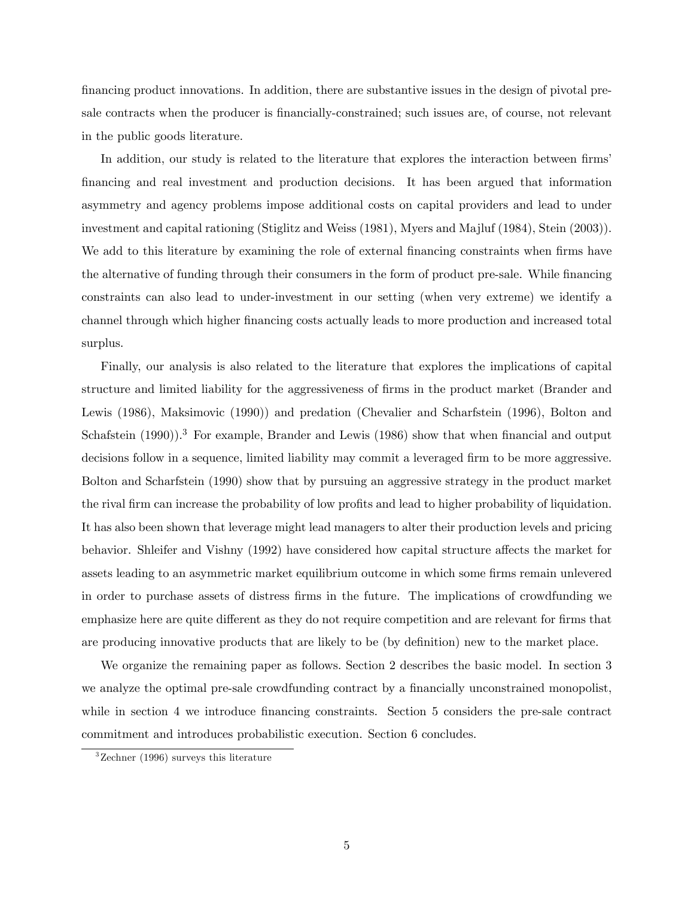financing product innovations. In addition, there are substantive issues in the design of pivotal pre-sale contracts when the producer is financially-constrained; such issues are, of course, not relevant in the public goods literature.

In addition, our study is related to the literature that explores the interaction between firms' financing and real investment and production decisions. It has been argued that information asymmetry and agency problems impose additional costs on capital providers and lead to under investment and capital rationing (Stiglitz and Weiss (1981), Myers and Majluf (1984), Stein (2003)). We add to this literature by examining the role of external financing constraints when firms have the alternative of funding through their consumers in the form of product pre-sale. While financing constraints can also lead to under-investment in our setting (when very extreme) we identify a channel through which higher financing costs actually leads to more production and increased total surplus.

Finally, our analysis is also related to the literature that explores the implications of capital structure and limited liability for the aggressiveness of firms in the product market (Brander and Lewis (1986), Maksimovic (1990)) and predation (Chevalier and Scharfstein (1996), Bolton and Schafstein (1990)).[3] For example, Brander and Lewis (1986) show that when financial and output decisions follow in a sequence, limited liability may commit a leveraged firm to be more aggressive. Bolton and Scharfstein (1990) show that by pursuing an aggressive strategy in the product market the rival firm can increase the probability of low profits and lead to higher probability of liquidation. It has also been shown that leverage might lead managers to alter their production levels and pricing behavior. Shleifer and Vishny (1992) have considered how capital structure affects the market for assets leading to an asymmetric market equilibrium outcome in which some firms remain unlevered in order to purchase assets of distress firms in the future. The implications of crowdfunding we emphasize here are quite different as they do not require competition and are relevant for firms that are producing innovative products that are likely to be (by definition) new to the market place.

We organize the remaining paper as follows. Section 2 describes the basic model. In section 3 we analyze the optimal pre-sale crowdfunding contract by a financially unconstrained monopolist, while in section 4 we introduce financing constraints. Section 5 considers the pre-sale contract commitment and introduces probabilistic execution. Section 6 concludes.

[3] Zechner (1996) surveys this literature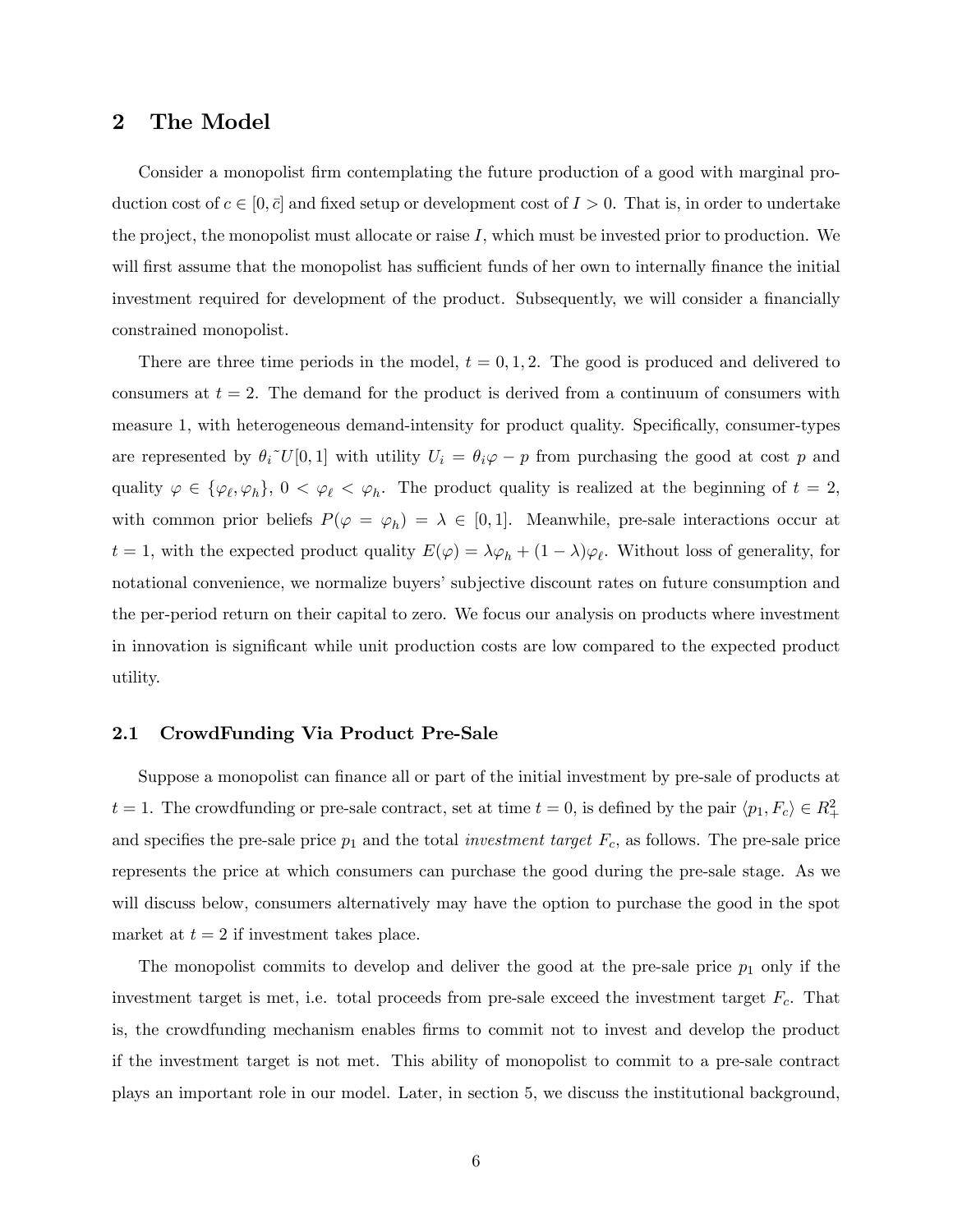## 2 The Model

Consider a monopolist firm contemplating the future production of a good with marginal production cost of $c \in [0, \bar{c}]$ and fixed setup or development cost of $I > 0$. That is, in order to undertake the project, the monopolist must allocate or raise $I$, which must be invested prior to production. We will first assume that the monopolist has sufficient funds of her own to internally finance the initial investment required for development of the product. Subsequently, we will consider a financially constrained monopolist.

There are three time periods in the model, $t = 0, 1, 2$. The good is produced and delivered to consumers at $t = 2$. The demand for the product is derived from a continuum of consumers with measure 1, with heterogeneous demand-intensity for product quality. Specifically, consumer-types are represented by $\theta_i \tilde{} U[0, 1]$ with utility $U_i = \theta_i \varphi - p$ from purchasing the good at cost $p$ and quality $\varphi \in \{\varphi_\ell, \varphi_h\}$, $0 < \varphi_\ell < \varphi_h$. The product quality is realized at the beginning of $t = 2$, with common prior beliefs $P(\varphi = \varphi_h) = \lambda \in [0, 1]$. Meanwhile, pre-sale interactions occur at $t = 1$, with the expected product quality $E(\varphi) = \lambda\varphi_h + (1 - \lambda)\varphi_\ell$. Without loss of generality, for notational convenience, we normalize buyers' subjective discount rates on future consumption and the per-period return on their capital to zero. We focus our analysis on products where investment in innovation is significant while unit production costs are low compared to the expected product utility.

### 2.1 CrowdFunding Via Product Pre-Sale

Suppose a monopolist can finance all or part of the initial investment by pre-sale of products at $t = 1$. The crowdfunding or pre-sale contract, set at time $t = 0$, is defined by the pair $\langle p_1, F_c \rangle \in R^2_+$ and specifies the pre-sale price $p_1$ and the total *investment target* $F_c$, as follows. The pre-sale price represents the price at which consumers can purchase the good during the pre-sale stage. As we will discuss below, consumers alternatively may have the option to purchase the good in the spot market at $t = 2$ if investment takes place.

The monopolist commits to develop and deliver the good at the pre-sale price $p_1$ only if the investment target is met, i.e. total proceeds from pre-sale exceed the investment target $F_c$. That is, the crowdfunding mechanism enables firms to commit not to invest and develop the product if the investment target is not met. This ability of monopolist to commit to a pre-sale contract plays an important role in our model. Later, in section 5, we discuss the institutional background,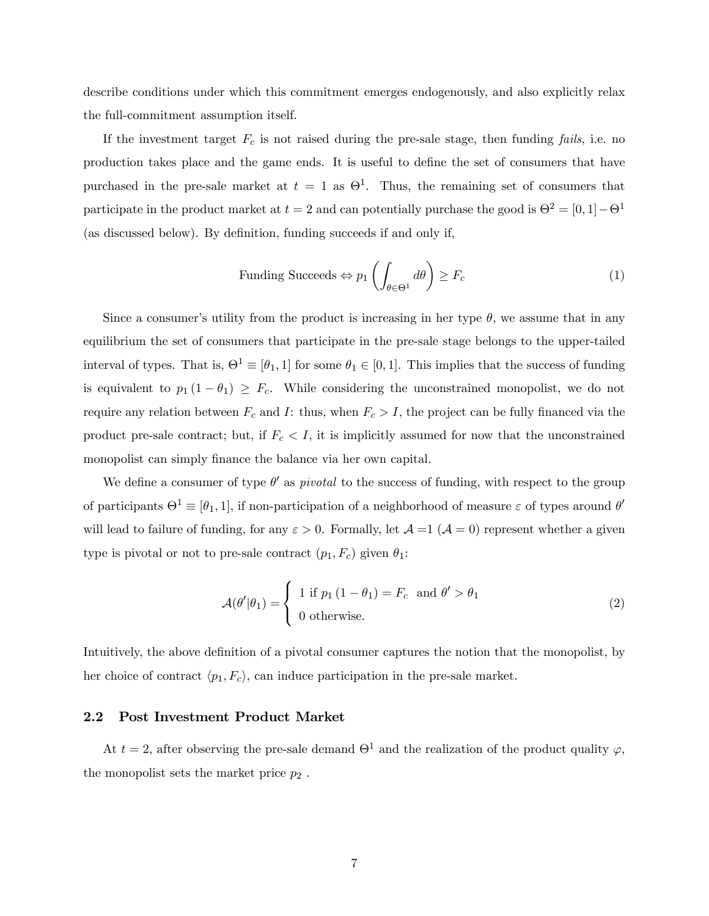describe conditions under which this commitment emerges endogenously, and also explicitly relax the full-commitment assumption itself.

If the investment target $F_c$ is not raised during the pre-sale stage, then funding *fails*, i.e. no production takes place and the game ends. It is useful to define the set of consumers that have purchased in the pre-sale market at $t = 1$ as $\Theta^1$. Thus, the remaining set of consumers that participate in the product market at $t = 2$ and can potentially purchase the good is $\Theta^2 = [0,1] - \Theta^1$ (as discussed below). By definition, funding succeeds if and only if,

$$\text{Funding Succeeds} \Leftrightarrow p_1 \left( \int_{\theta \in \Theta^1} d\theta \right) \geq F_c \tag{1}$$

Since a consumer's utility from the product is increasing in her type $\theta$, we assume that in any equilibrium the set of consumers that participate in the pre-sale stage belongs to the upper-tailed interval of types. That is, $\Theta^1 \equiv [\theta_1, 1]$ for some $\theta_1 \in [0,1]$. This implies that the success of funding is equivalent to $p_1 (1 - \theta_1) \geq F_c$. While considering the unconstrained monopolist, we do not require any relation between $F_c$ and $I$: thus, when $F_c > I$, the project can be fully financed via the product pre-sale contract; but, if $F_c < I$, it is implicitly assumed for now that the unconstrained monopolist can simply finance the balance via her own capital.

We define a consumer of type $\theta'$ as *pivotal* to the success of funding, with respect to the group of participants $\Theta^1 \equiv [\theta_1, 1]$, if non-participation of a neighborhood of measure $\varepsilon$ of types around $\theta'$ will lead to failure of funding, for any $\varepsilon > 0$. Formally, let $\mathcal{A} = 1$ ($\mathcal{A} = 0$) represent whether a given type is pivotal or not to pre-sale contract $(p_1, F_c)$ given $\theta_1$:

$$\mathcal{A}(\theta'|\theta_1) = \begin{cases} 1 \text{ if } p_1 (1 - \theta_1) = F_c \ \text{ and } \theta' > \theta_1 \\ 0 \text{ otherwise.} \end{cases} \tag{2}$$

Intuitively, the above definition of a pivotal consumer captures the notion that the monopolist, by her choice of contract $\langle p_1, F_c \rangle$, can induce participation in the pre-sale market.

### 2.2 Post Investment Product Market

At $t = 2$, after observing the pre-sale demand $\Theta^1$ and the realization of the product quality $\varphi$, the monopolist sets the market price $p_2$ .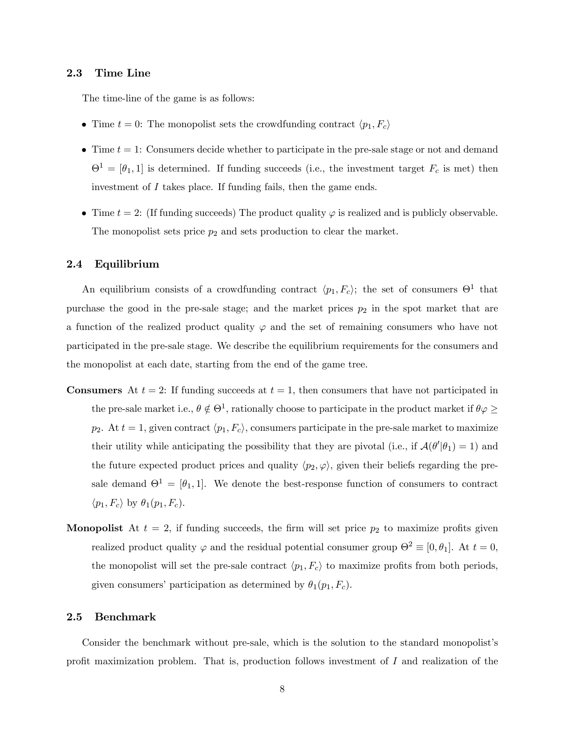### 2.3 Time Line

The time-line of the game is as follows:

- Time $t = 0$: The monopolist sets the crowdfunding contract $\langle p_1, F_c \rangle$
- Time $t = 1$: Consumers decide whether to participate in the pre-sale stage or not and demand $\Theta^1 = [\theta_1, 1]$ is determined. If funding succeeds (i.e., the investment target $F_c$ is met) then investment of $I$ takes place. If funding fails, then the game ends.
- Time $t = 2$: (If funding succeeds) The product quality $\varphi$ is realized and is publicly observable. The monopolist sets price $p_2$ and sets production to clear the market.

### 2.4 Equilibrium

An equilibrium consists of a crowdfunding contract $\langle p_1, F_c \rangle$; the set of consumers $\Theta^1$ that purchase the good in the pre-sale stage; and the market prices $p_2$ in the spot market that are a function of the realized product quality $\varphi$ and the set of remaining consumers who have not participated in the pre-sale stage. We describe the equilibrium requirements for the consumers and the monopolist at each date, starting from the end of the game tree.

**Consumers** At $t = 2$: If funding succeeds at $t = 1$, then consumers that have not participated in the pre-sale market i.e., $\theta \notin \Theta^1$, rationally choose to participate in the product market if $\theta\varphi \geq p_2$. At $t = 1$, given contract $\langle p_1, F_c \rangle$, consumers participate in the pre-sale market to maximize their utility while anticipating the possibility that they are pivotal (i.e., if $\mathcal{A}(\theta'|\theta_1) = 1$) and the future expected product prices and quality $\langle p_2, \varphi \rangle$, given their beliefs regarding the pre-sale demand $\Theta^1 = [\theta_1, 1]$. We denote the best-response function of consumers to contract $\langle p_1, F_c \rangle$ by $\theta_1(p_1, F_c)$.

**Monopolist** At $t = 2$, if funding succeeds, the firm will set price $p_2$ to maximize profits given realized product quality $\varphi$ and the residual potential consumer group $\Theta^2 \equiv [0, \theta_1]$. At $t = 0$, the monopolist will set the pre-sale contract $\langle p_1, F_c \rangle$ to maximize profits from both periods, given consumers' participation as determined by $\theta_1(p_1, F_c)$.

### 2.5 Benchmark

Consider the benchmark without pre-sale, which is the solution to the standard monopolist's profit maximization problem. That is, production follows investment of $I$ and realization of the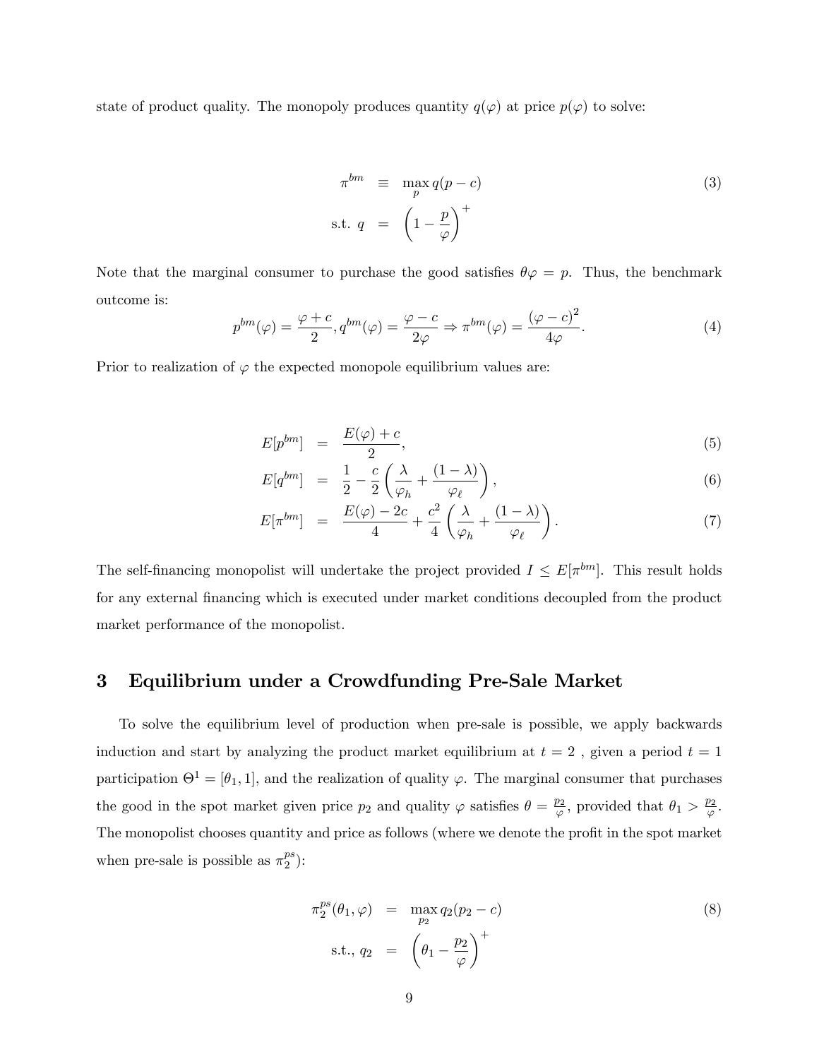state of product quality. The monopoly produces quantity $q(\varphi)$ at price $p(\varphi)$ to solve:

$$
\begin{aligned}
\pi^{bm} &\equiv \max_{p} q(p-c) \\
\text{s.t. } q &= \left(1-\frac{p}{\varphi}\right)^{+}
\end{aligned}
\tag{3}
$$

Note that the marginal consumer to purchase the good satisfies $\theta\varphi = p$. Thus, the benchmark outcome is:

$$
p^{bm}(\varphi) = \frac{\varphi + c}{2}, q^{bm}(\varphi) = \frac{\varphi - c}{2\varphi} \Rightarrow \pi^{bm}(\varphi) = \frac{(\varphi - c)^2}{4\varphi}. \tag{4}
$$

Prior to realization of $\varphi$ the expected monopole equilibrium values are:

$$
E[p^{bm}] = \frac{E(\varphi) + c}{2}, \tag{5}
$$

$$
E[q^{bm}] = \frac{1}{2} - \frac{c}{2}\left(\frac{\lambda}{\varphi_h} + \frac{(1-\lambda)}{\varphi_\ell}\right), \tag{6}
$$

$$
E[\pi^{bm}] = \frac{E(\varphi) - 2c}{4} + \frac{c^2}{4}\left(\frac{\lambda}{\varphi_h} + \frac{(1-\lambda)}{\varphi_\ell}\right). \tag{7}
$$

The self-financing monopolist will undertake the project provided $I \leq E[\pi^{bm}]$. This result holds for any external financing which is executed under market conditions decoupled from the product market performance of the monopolist.

# 3 Equilibrium under a Crowdfunding Pre-Sale Market

To solve the equilibrium level of production when pre-sale is possible, we apply backwards induction and start by analyzing the product market equilibrium at $t = 2$ , given a period $t = 1$ participation $\Theta^1 = [\theta_1, 1]$, and the realization of quality $\varphi$. The marginal consumer that purchases the good in the spot market given price $p_2$ and quality $\varphi$ satisfies $\theta = \frac{p_2}{\varphi}$, provided that $\theta_1 > \frac{p_2}{\varphi}$. The monopolist chooses quantity and price as follows (where we denote the profit in the spot market when pre-sale is possible as $\pi_2^{ps}$):

$$
\begin{aligned}
\pi_2^{ps}(\theta_1, \varphi) &= \max_{p_2} q_2(p_2 - c) \\
\text{s.t., } q_2 &= \left(\theta_1 - \frac{p_2}{\varphi}\right)^{+}
\end{aligned}
\tag{8}
$$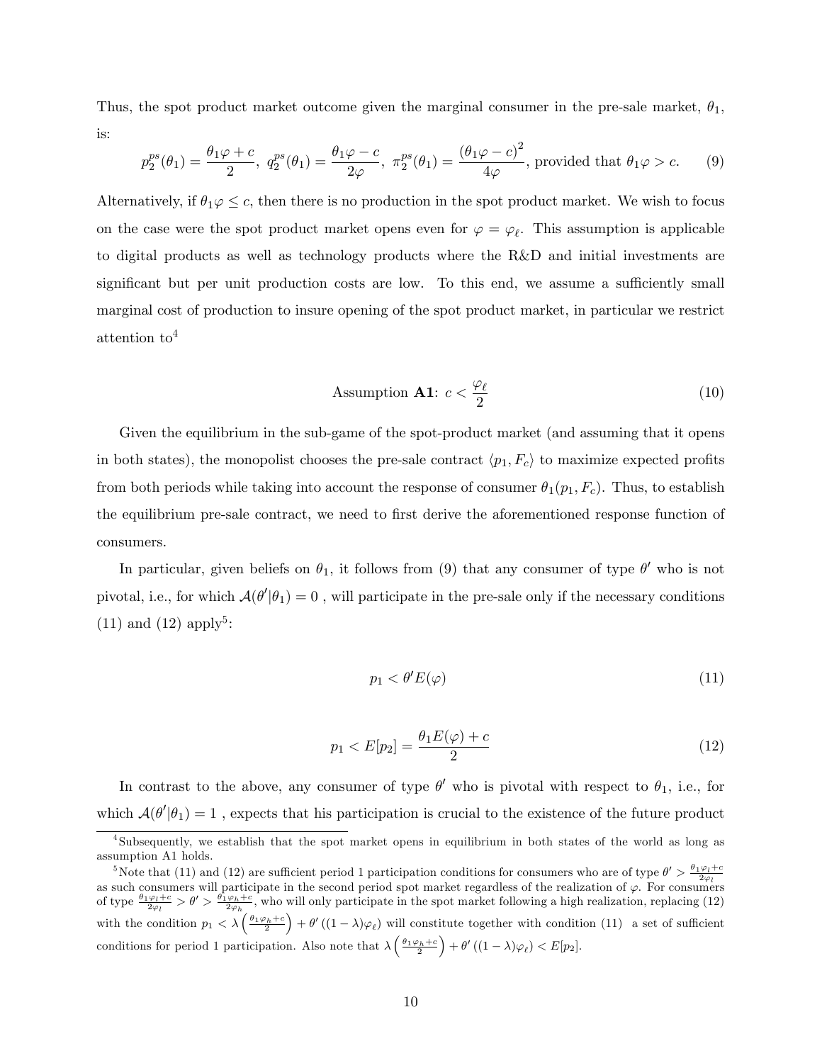Thus, the spot product market outcome given the marginal consumer in the pre-sale market, $\theta_1$, is:

$$p_2^{ps}(\theta_1) = \frac{\theta_1 \varphi + c}{2},\ q_2^{ps}(\theta_1) = \frac{\theta_1 \varphi - c}{2\varphi},\ \pi_2^{ps}(\theta_1) = \frac{(\theta_1 \varphi - c)^2}{4\varphi}, \text{ provided that } \theta_1 \varphi > c. \tag{9}$$

Alternatively, if $\theta_1 \varphi \leq c$, then there is no production in the spot product market. We wish to focus on the case were the spot product market opens even for $\varphi = \varphi_\ell$. This assumption is applicable to digital products as well as technology products where the R&D and initial investments are significant but per unit production costs are low. To insure this end, we assume a sufficiently small marginal cost of production to insure opening of the spot product market, in particular we restrict attention to[4]

$$\text{Assumption } \mathbf{A1}\text{: } c < \frac{\varphi_\ell}{2} \tag{10}$$

Given the equilibrium in the sub-game of the spot-product market (and assuming that it opens in both states), the monopolist chooses the pre-sale contract $\langle p_1, F_c \rangle$ to maximize expected profits from both periods while taking into account the response of consumer $\theta_1(p_1, F_c)$. Thus, to establish the equilibrium pre-sale contract, we need to first derive the aforementioned response function of consumers.

In particular, given beliefs on $\theta_1$, it follows from (9) that any consumer of type $\theta'$ who is not pivotal, i.e., for which $\mathcal{A}(\theta'|\theta_1) = 0$ , will participate in the pre-sale only if the necessary conditions (11) and (12) apply[5]:

$$p_1 < \theta' E(\varphi) \tag{11}$$

$$p_1 < E[p_2] = \frac{\theta_1 E(\varphi) + c}{2} \tag{12}$$

In contrast to the above, any consumer of type $\theta'$ who is pivotal with respect to $\theta_1$, i.e., for which $\mathcal{A}(\theta'|\theta_1) = 1$ , expects that his participation is crucial to the existence of the future product

---

[4] Subsequently, we establish that the spot market opens in equilibrium in both states of the world as long as assumption A1 holds.

[5] Note that (11) and (12) are sufficient period 1 participation conditions for consumers who are of type $\theta' > \frac{\theta_1 \varphi_l + c}{2\varphi_l}$ as such consumers will participate in the second period spot market regardless of the realization of $\varphi$. For consumers of type $\frac{\theta_1 \varphi_l + c}{2\varphi_l} > \theta' > \frac{\theta_1 \varphi_h + c}{2\varphi_h}$, who will only participate in the spot market following a high realization, replacing (12) with the condition $p_1 < \lambda \left( \frac{\theta_1 \varphi_h + c}{2} \right) + \theta' \left( (1 - \lambda) \varphi_\ell \right)$ will constitute together with condition (11) a set of sufficient conditions for period 1 participation. Also note that $\lambda \left( \frac{\theta_1 \varphi_h + c}{2} \right) + \theta' \left( (1 - \lambda) \varphi_\ell \right) < E[p_2]$.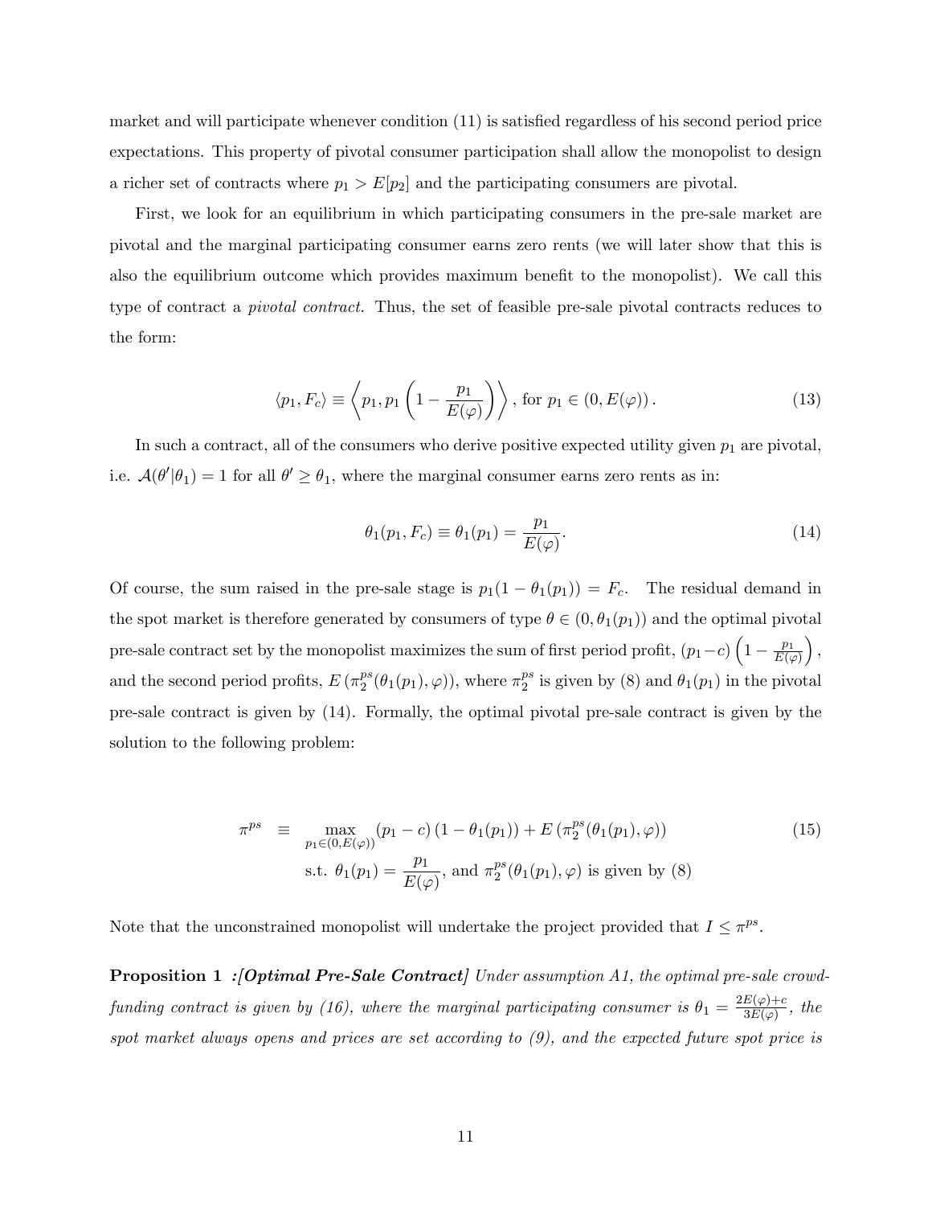market and will participate whenever condition (11) is satisfied regardless of his second period price expectations. This property of pivotal consumer participation shall allow the monopolist to design a richer set of contracts where $p_1 > E[p_2]$ and the participating consumers are pivotal.

First, we look for an equilibrium in which participating consumers in the pre-sale market are pivotal and the marginal participating consumer earns zero rents (we will later show that this is also the equilibrium outcome which provides maximum benefit to the monopolist). We call this type of contract a *pivotal contract.* Thus, the set of feasible pre-sale pivotal contracts reduces to the form:

$$\langle p_1, F_c \rangle \equiv \left\langle p_1, p_1 \left(1 - \frac{p_1}{E(\varphi)}\right) \right\rangle, \text{ for } p_1 \in (0, E(\varphi)). \tag{13}$$

In such a contract, all of the consumers who derive positive expected utility given $p_1$ are pivotal, i.e. $\mathcal{A}(\theta'|\theta_1) = 1$ for all $\theta' \geq \theta_1$, where the marginal consumer earns zero rents as in:

$$\theta_1(p_1, F_c) \equiv \theta_1(p_1) = \frac{p_1}{E(\varphi)}. \tag{14}$$

Of course, the sum raised in the pre-sale stage is $p_1(1 - \theta_1(p_1)) = F_c$. The residual demand in the spot market is therefore generated by consumers of type $\theta \in (0, \theta_1(p_1))$ and the optimal pivotal pre-sale contract set by the monopolist maximizes the sum of first period profit, $(p_1 - c)\left(1 - \frac{p_1}{E(\varphi)}\right)$, and the second period profits, $E\left(\pi_2^{ps}(\theta_1(p_1), \varphi)\right)$, where $\pi_2^{ps}$ is given by (8) and $\theta_1(p_1)$ in the pivotal pre-sale contract is given by (14). Formally, the optimal pivotal pre-sale contract is given by the solution to the following problem:

$$\begin{aligned} \pi^{ps} \equiv & \max_{p_1 \in (0, E(\varphi))} (p_1 - c)(1 - \theta_1(p_1)) + E\left(\pi_2^{ps}(\theta_1(p_1), \varphi)\right) \\ & \text{s.t. } \theta_1(p_1) = \frac{p_1}{E(\varphi)}, \text{ and } \pi_2^{ps}(\theta_1(p_1), \varphi) \text{ is given by (8)} \end{aligned} \tag{15}$$

Note that the unconstrained monopolist will undertake the project provided that $I \leq \pi^{ps}$.

**Proposition 1** ***:[Optimal Pre-Sale Contract]*** *Under assumption A1, the optimal pre-sale crowdfunding contract is given by (16), where the marginal participating consumer is* $\theta_1 = \frac{2E(\varphi)+c}{3E(\varphi)}$*, the spot market always opens and prices are set according to (9), and the expected future spot price is*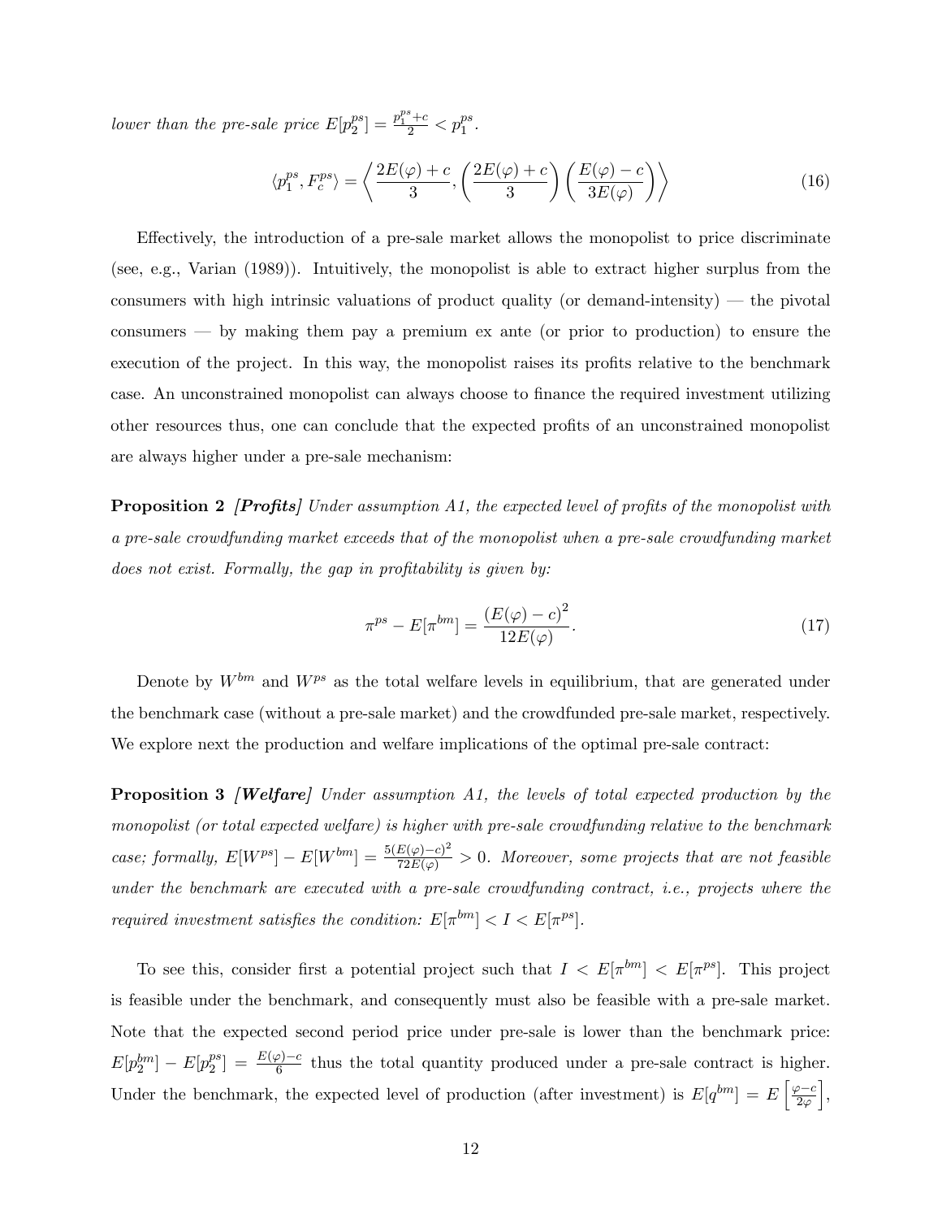*lower than the pre-sale price* $E[p_2^{ps}] = \frac{p_1^{ps}+c}{2} < p_1^{ps}$.

$$\langle p_1^{ps}, F_c^{ps} \rangle = \left\langle \frac{2E(\varphi)+c}{3}, \left(\frac{2E(\varphi)+c}{3}\right)\left(\frac{E(\varphi)-c}{3E(\varphi)}\right) \right\rangle \tag{16}$$

Effectively, the introduction of a pre-sale market allows the monopolist to price discriminate (see, e.g., Varian (1989)). Intuitively, the monopolist is able to extract higher surplus from the consumers with high intrinsic valuations of product quality (or demand-intensity) — the pivotal consumers — by making them pay a premium ex ante (or prior to production) to ensure the execution of the project. In this way, the monopolist raises its profits relative to the benchmark case. An unconstrained monopolist can always choose to finance the required investment utilizing other resources thus, one can conclude that the expected profits of an unconstrained monopolist are always higher under a pre-sale mechanism:

**Proposition 2** ***[Profits]*** *Under assumption A1, the expected level of profits of the monopolist with a pre-sale crowdfunding market exceeds that of the monopolist when a pre-sale crowdfunding market does not exist. Formally, the gap in profitability is given by:*

$$\pi^{ps} - E[\pi^{bm}] = \frac{(E(\varphi)-c)^2}{12E(\varphi)}. \tag{17}$$

Denote by $W^{bm}$ and $W^{ps}$ as the total welfare levels in equilibrium, that are generated under the benchmark case (without a pre-sale market) and the crowdfunded pre-sale market, respectively. We explore next the production and welfare implications of the optimal pre-sale contract:

**Proposition 3** ***[Welfare]*** *Under assumption A1, the levels of total expected production by the monopolist (or total expected welfare) is higher with pre-sale crowdfunding relative to the benchmark case; formally,* $E[W^{ps}] - E[W^{bm}] = \frac{5(E(\varphi)-c)^2}{72E(\varphi)} > 0$. *Moreover, some projects that are not feasible under the benchmark are executed with a pre-sale crowdfunding contract, i.e., projects where the required investment satisfies the condition:* $E[\pi^{bm}] < I < E[\pi^{ps}]$.

To see this, consider first a potential project such that $I < E[\pi^{bm}] < E[\pi^{ps}]$. This project is feasible under the benchmark, and consequently must also be feasible with a pre-sale market. Note that the expected second period price under pre-sale is lower than the benchmark price: $E[p_2^{bm}] - E[p_2^{ps}] = \frac{E(\varphi)-c}{6}$ thus the total quantity produced under a pre-sale contract is higher. Under the benchmark, the expected level of production (after investment) is $E[q^{bm}] = E\left[\frac{\varphi-c}{2\varphi}\right]$,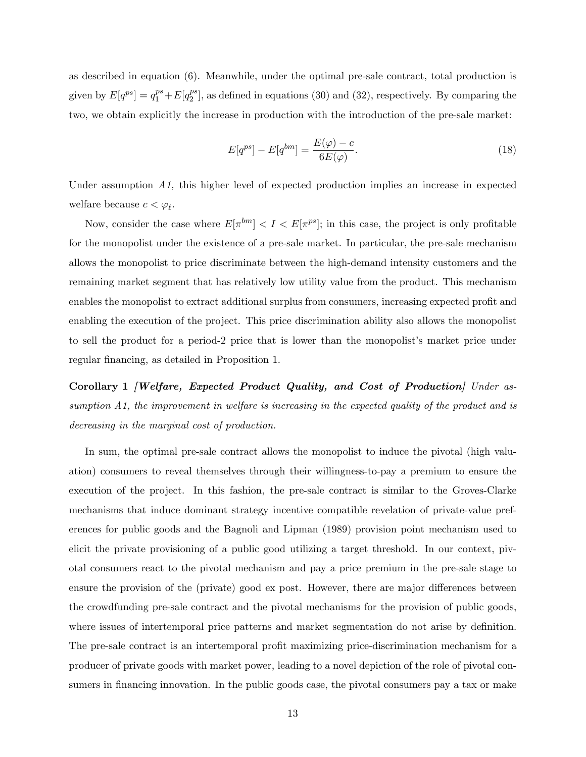as described in equation (6). Meanwhile, under the optimal pre-sale contract, total production is given by $E[q^{ps}] = q_1^{ps} + E[q_2^{ps}]$, as defined in equations (30) and (32), respectively. By comparing the two, we obtain explicitly the increase in production with the introduction of the pre-sale market:

$$E[q^{ps}] - E[q^{bm}] = \frac{E(\varphi) - c}{6E(\varphi)}. \tag{18}$$

Under assumption *A1,* this higher level of expected production implies an increase in expected welfare because $c < \varphi_\ell$.

Now, consider the case where $E[\pi^{bm}] < I < E[\pi^{ps}]$; in this case, the project is only profitable for the monopolist under the existence of a pre-sale market. In particular, the pre-sale mechanism allows the monopolist to price discriminate between the high-demand intensity customers and the remaining market segment that has relatively low utility value from the product. This mechanism enables the monopolist to extract additional surplus from consumers, increasing expected profit and enabling the execution of the project. This price discrimination ability also allows the monopolist to sell the product for a period-2 price that is lower than the monopolist's market price under regular financing, as detailed in Proposition 1.

**Corollary 1** ***[Welfare, Expected Product Quality, and Cost of Production]*** *Under assumption A1, the improvement in welfare is increasing in the expected quality of the product and is decreasing in the marginal cost of production.*

In sum, the optimal pre-sale contract allows the monopolist to induce the pivotal (high valuation) consumers to reveal themselves through their willingness-to-pay a premium to ensure the execution of the project. In this fashion, the pre-sale contract is similar to the Groves-Clarke mechanisms that induce dominant strategy incentive compatible revelation of private-value preferences for public goods and the Bagnoli and Lipman (1989) provision point mechanism used to elicit the private provisioning of a public good utilizing a target threshold. In our context, pivotal consumers react to the pivotal mechanism and pay a price premium in the pre-sale stage to ensure the provision of the (private) good ex post. However, there are major differences between the crowdfunding pre-sale contract and the pivotal mechanisms for the provision of public goods, where issues of intertemporal price patterns and market segmentation do not arise by definition. The pre-sale contract is an intertemporal profit maximizing price-discrimination mechanism for a producer of private goods with market power, leading to a novel depiction of the role of pivotal consumers in financing innovation. In the public goods case, the pivotal consumers pay a tax or make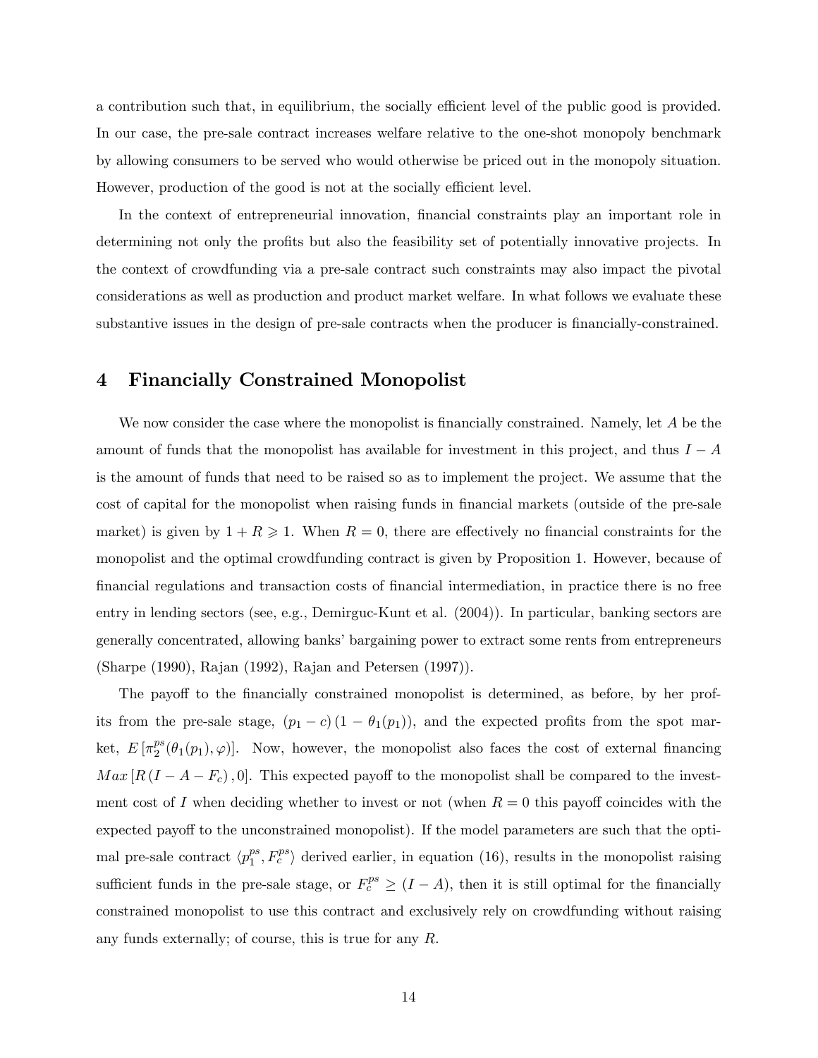a contribution such that, in equilibrium, the socially efficient level of the public good is provided. In our case, the pre-sale contract increases welfare relative to the one-shot monopoly benchmark by allowing consumers to be served who would otherwise be priced out in the monopoly situation. However, production of the good is not at the socially efficient level.

In the context of entrepreneurial innovation, financial constraints play an important role in determining not only the profits but also the feasibility set of potentially innovative projects. In the context of crowdfunding via a pre-sale contract such constraints may also impact the pivotal considerations as well as production and product market welfare. In what follows we evaluate these substantive issues in the design of pre-sale contracts when the producer is financially-constrained.

## 4 Financially Constrained Monopolist

We now consider the case where the monopolist is financially constrained. Namely, let $A$ be the amount of funds that the monopolist has available for investment in this project, and thus $I - A$ is the amount of funds that need to be raised so as to implement the project. We assume that the cost of capital for the monopolist when raising funds in financial markets (outside of the pre-sale market) is given by $1 + R \geqslant 1$. When $R = 0$, there are effectively no financial constraints for the monopolist and the optimal crowdfunding contract is given by Proposition 1. However, because of financial regulations and transaction costs of financial intermediation, in practice there is no free entry in lending sectors (see, e.g., Demirguc-Kunt et al. (2004)). In particular, banking sectors are generally concentrated, allowing banks' bargaining power to extract some rents from entrepreneurs (Sharpe (1990), Rajan (1992), Rajan and Petersen (1997)).

The payoff to the financially constrained monopolist is determined, as before, by her profits from the pre-sale stage, $(p_1 - c)(1 - \theta_1(p_1))$, and the expected profits from the spot market, $E[\pi_2^{ps}(\theta_1(p_1), \varphi)]$. Now, however, the monopolist also faces the cost of external financing $Max[R(I - A - F_c), 0]$. This expected payoff to the monopolist shall be compared to the investment cost of $I$ when deciding whether to invest or not (when $R = 0$ this payoff coincides with the expected payoff to the unconstrained monopolist). If the model parameters are such that the optimal pre-sale contract $\langle p_1^{ps}, F_c^{ps} \rangle$ derived earlier, in equation (16), results in the monopolist raising sufficient funds in the pre-sale stage, or $F_c^{ps} \geq (I - A)$, then it is still optimal for the financially constrained monopolist to use this contract and exclusively rely on crowdfunding without raising any funds externally; of course, this is true for any $R$.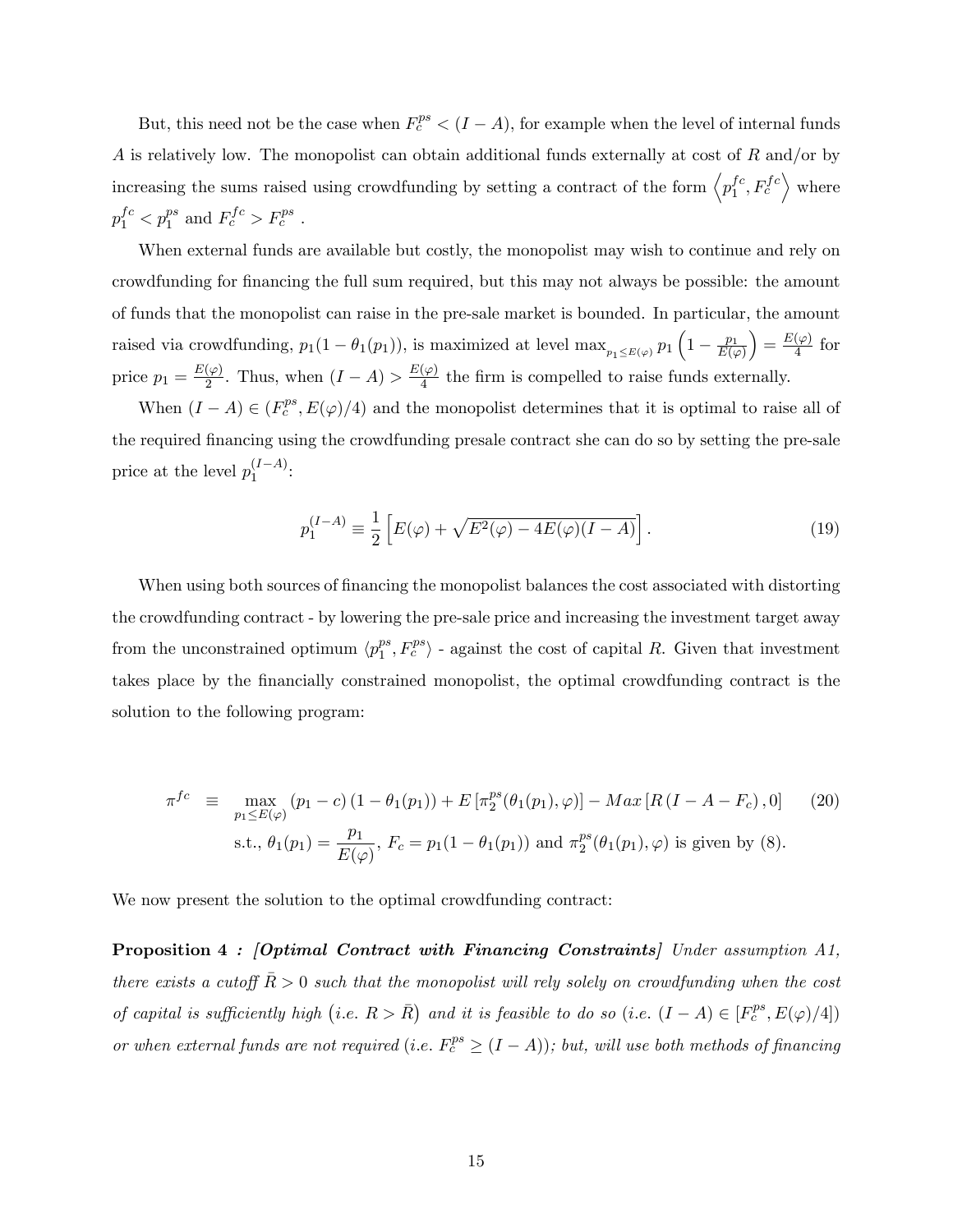But, this need not be the case when $F_c^{ps} < (I - A)$, for example when the level of internal funds $A$ is relatively low. The monopolist can obtain additional funds externally at cost of $R$ and/or by increasing the sums raised using crowdfunding by setting a contract of the form $\left\langle p_1^{fc}, F_c^{fc} \right\rangle$ where $p_1^{fc} < p_1^{ps}$ and $F_c^{fc} > F_c^{ps}$ .

When external funds are available but costly, the monopolist may wish to continue and rely on crowdfunding for financing the full sum required, but this may not always be possible: the amount of funds that the monopolist can raise in the pre-sale market is bounded. In particular, the amount raised via crowdfunding, $p_1(1 - \theta_1(p_1))$, is maximized at level $\max_{p_1 \leq E(\varphi)} p_1 \left(1 - \frac{p_1}{E(\varphi)}\right) = \frac{E(\varphi)}{4}$ for price $p_1 = \frac{E(\varphi)}{2}$. Thus, when $(I - A) > \frac{E(\varphi)}{4}$ the firm is compelled to raise funds externally.

When $(I - A) \in (F_c^{ps}, E(\varphi)/4)$ and the monopolist determines that it is optimal to raise all of the required financing using the crowdfunding presale contract she can do so by setting the pre-sale price at the level $p_1^{(I-A)}$:

$$p_1^{(I-A)} \equiv \frac{1}{2}\left[E(\varphi) + \sqrt{E^2(\varphi) - 4E(\varphi)(I - A)}\right]. \tag{19}$$

When using both sources of financing the monopolist balances the cost associated with distorting the crowdfunding contract - by lowering the pre-sale price and increasing the investment target away from the unconstrained optimum $\langle p_1^{ps}, F_c^{ps} \rangle$ - against the cost of capital $R$. Given that investment takes place by the financially constrained monopolist, the optimal crowdfunding contract is the solution to the following program:

$$\begin{aligned}
\pi^{fc} \equiv& \max_{p_1 \leq E(\varphi)} (p_1 - c)(1 - \theta_1(p_1)) + E\left[\pi_2^{ps}(\theta_1(p_1), \varphi)\right] - Max\left[R\left(I - A - F_c\right), 0\right] \quad (20) \\
&\text{s.t., } \theta_1(p_1) = \frac{p_1}{E(\varphi)},\ F_c = p_1(1 - \theta_1(p_1)) \text{ and } \pi_2^{ps}(\theta_1(p_1), \varphi) \text{ is given by (8).}
\end{aligned}$$

We now present the solution to the optimal crowdfunding contract:

**Proposition 4** ***: [Optimal Contract with Financing Constraints]*** *Under assumption A1, there exists a cutoff $\bar{R} > 0$ such that the monopolist will rely solely on crowdfunding when the cost of capital is sufficiently high $\left(i.e.\ R > \bar{R}\right)$ and it is feasible to do so (i.e. $(I - A) \in [F_c^{ps}, E(\varphi)/4]$) or when external funds are not required (i.e. $F_c^{ps} \geq (I - A)$); but, will use both methods of financing*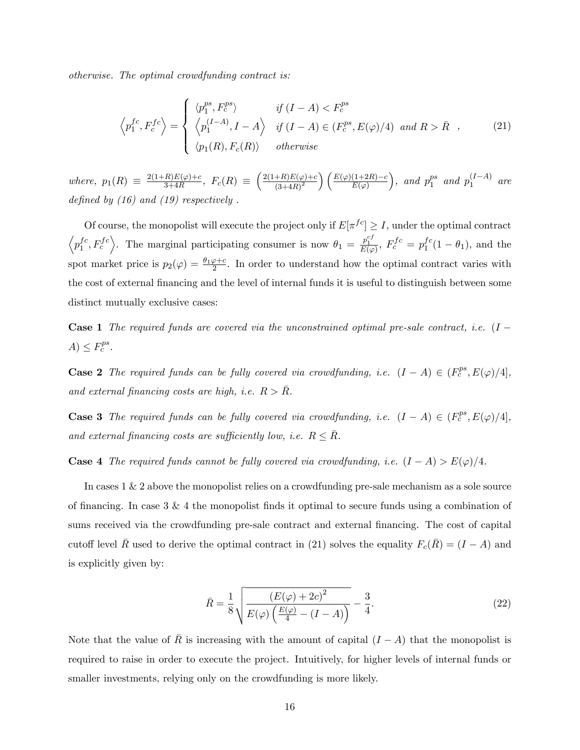*otherwise. The optimal crowdfunding contract is:*

$$\left\langle p_1^{fc}, F_c^{fc} \right\rangle = \begin{cases} \langle p_1^{ps}, F_c^{ps} \rangle & \text{if } (I-A) < F_c^{ps} \\ \left\langle p_1^{(I-A)}, I-A \right\rangle & \text{if } (I-A) \in (F_c^{ps}, E(\varphi)/4) \text{ and } R > \bar{R} \\ \langle p_1(R), F_c(R) \rangle & \text{otherwise} \end{cases}, \tag{21}$$

*where,* $p_1(R) \equiv \frac{2(1+R)E(\varphi)+c}{3+4R}$*,* $F_c(R) \equiv \left(\frac{2(1+R)E(\varphi)+c}{(3+4R)^2}\right)\left(\frac{E(\varphi)(1+2R)-c}{E(\varphi)}\right)$*, and* $p_1^{ps}$ *and* $p_1^{(I-A)}$ *are defined by (16) and (19) respectively .*

Of course, the monopolist will execute the project only if $E[\pi^{fc}] \geq I$, under the optimal contract $\left\langle p_1^{fc}, F_c^{fc} \right\rangle$. The marginal participating consumer is now $\theta_1 = \frac{p_1^{cf}}{E(\varphi)}$, $F_c^{fc} = p_1^{fc}(1-\theta_1)$, and the spot market price is $p_2(\varphi) = \frac{\theta_1 \varphi + c}{2}$. In order to understand how the optimal contract varies with the cost of external financing and the level of internal funds it is useful to distinguish between some distinct mutually exclusive cases:

**Case 1** *The required funds are covered via the unconstrained optimal pre-sale contract, i.e.* $(I-A) \leq F_c^{ps}$*.*

**Case 2** *The required funds can be fully covered via crowdfunding, i.e.* $(I-A) \in (F_c^{ps}, E(\varphi)/4]$*, and external financing costs are high, i.e.* $R > \bar{R}$*.*

**Case 3** *The required funds can be fully covered via crowdfunding, i.e.* $(I-A) \in (F_c^{ps}, E(\varphi)/4]$*, and external financing costs are sufficiently low, i.e.* $R \leq \bar{R}$*.*

**Case 4** *The required funds cannot be fully covered via crowdfunding, i.e.* $(I-A) > E(\varphi)/4$*.*

In cases 1 & 2 above the monopolist relies on a crowdfunding pre-sale mechanism as a sole source of financing. In case 3 & 4 the monopolist finds it optimal to secure funds using a combination of sums received via the crowdfunding pre-sale contract and external financing. The cost of capital cutoff level $\bar{R}$ used to derive the optimal contract in (21) solves the equality $F_c(\bar{R}) = (I-A)$ and is explicitly given by:

$$\bar{R} = \frac{1}{8}\sqrt{\frac{(E(\varphi)+2c)^2}{E(\varphi)\left(\frac{E(\varphi)}{4} - (I-A)\right)}} - \frac{3}{4}. \tag{22}$$

Note that the value of $\bar{R}$ is increasing with the amount of capital $(I-A)$ that the monopolist is required to raise in order to execute the project. Intuitively, for higher levels of internal funds or smaller investments, relying only on the crowdfunding is more likely.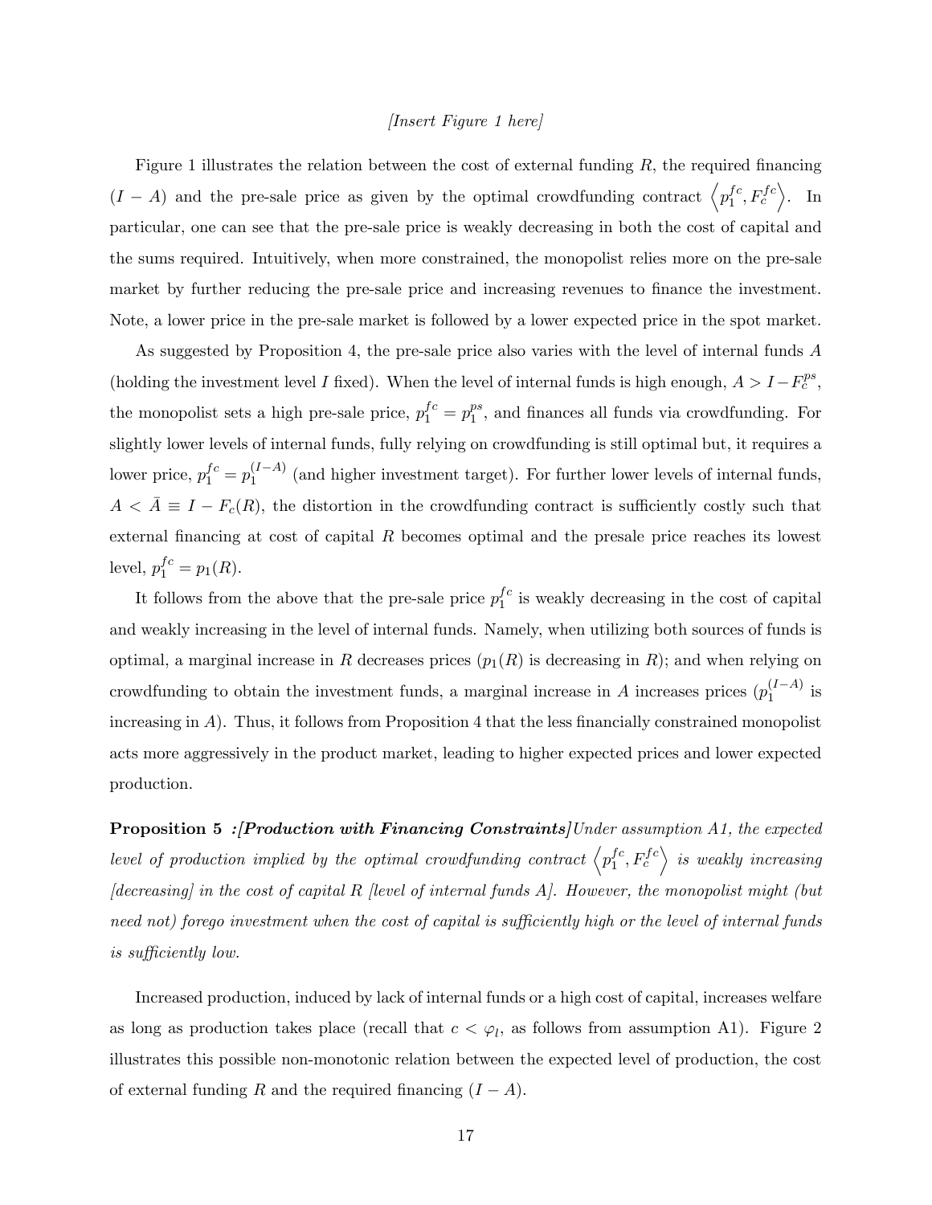*[Insert Figure 1 here]*

Figure 1 illustrates the relation between the cost of external funding $R$, the required financing $(I - A)$ and the pre-sale price as given by the optimal crowdfunding contract $\left\langle p_1^{fc}, F_c^{fc} \right\rangle$. In particular, one can see that the pre-sale price is weakly decreasing in both the cost of capital and the sums required. Intuitively, when more constrained, the monopolist relies more on the pre-sale market by further reducing the pre-sale price and increasing revenues to finance the investment. Note, a lower price in the pre-sale market is followed by a lower expected price in the spot market.

As suggested by Proposition 4, the pre-sale price also varies with the level of internal funds $A$ (holding the investment level $I$ fixed). When the level of internal funds is high enough, $A > I - F_c^{ps}$, the monopolist sets a high pre-sale price, $p_1^{fc} = p_1^{ps}$, and finances all funds via crowdfunding. For slightly lower levels of internal funds, fully relying on crowdfunding is still optimal but, it requires a lower price, $p_1^{fc} = p_1^{(I-A)}$ (and higher investment target). For further lower levels of internal funds, $A < \bar{A} \equiv I - F_c(R)$, the distortion in the crowdfunding contract is sufficiently costly such that external financing at cost of capital $R$ becomes optimal and the presale price reaches its lowest level, $p_1^{fc} = p_1(R)$.

It follows from the above that the pre-sale price $p_1^{fc}$ is weakly decreasing in the cost of capital and weakly increasing in the level of internal funds. Namely, when utilizing both sources of funds is optimal, a marginal increase in $R$ decreases prices ($p_1(R)$ is decreasing in $R$); and when relying on crowdfunding to obtain the investment funds, a marginal increase in $A$ increases prices ($p_1^{(I-A)}$ is increasing in $A$). Thus, it follows from Proposition 4 that the less financially constrained monopolist acts more aggressively in the product market, leading to higher expected prices and lower expected production.

**Proposition 5** ***:[Production with Financing Constraints]*** *Under assumption A1, the expected level of production implied by the optimal crowdfunding contract $\left\langle p_1^{fc}, F_c^{fc} \right\rangle$ is weakly increasing [decreasing] in the cost of capital $R$ [level of internal funds $A$]. However, the monopolist might (but need not) forego investment when the cost of capital is sufficiently high or the level of internal funds is sufficiently low.*

Increased production, induced by lack of internal funds or a high cost of capital, increases welfare as long as production takes place (recall that $c < \varphi_l$, as follows from assumption A1). Figure 2 illustrates this possible non-monotonic relation between the expected level of production, the cost of external funding $R$ and the required financing $(I - A)$.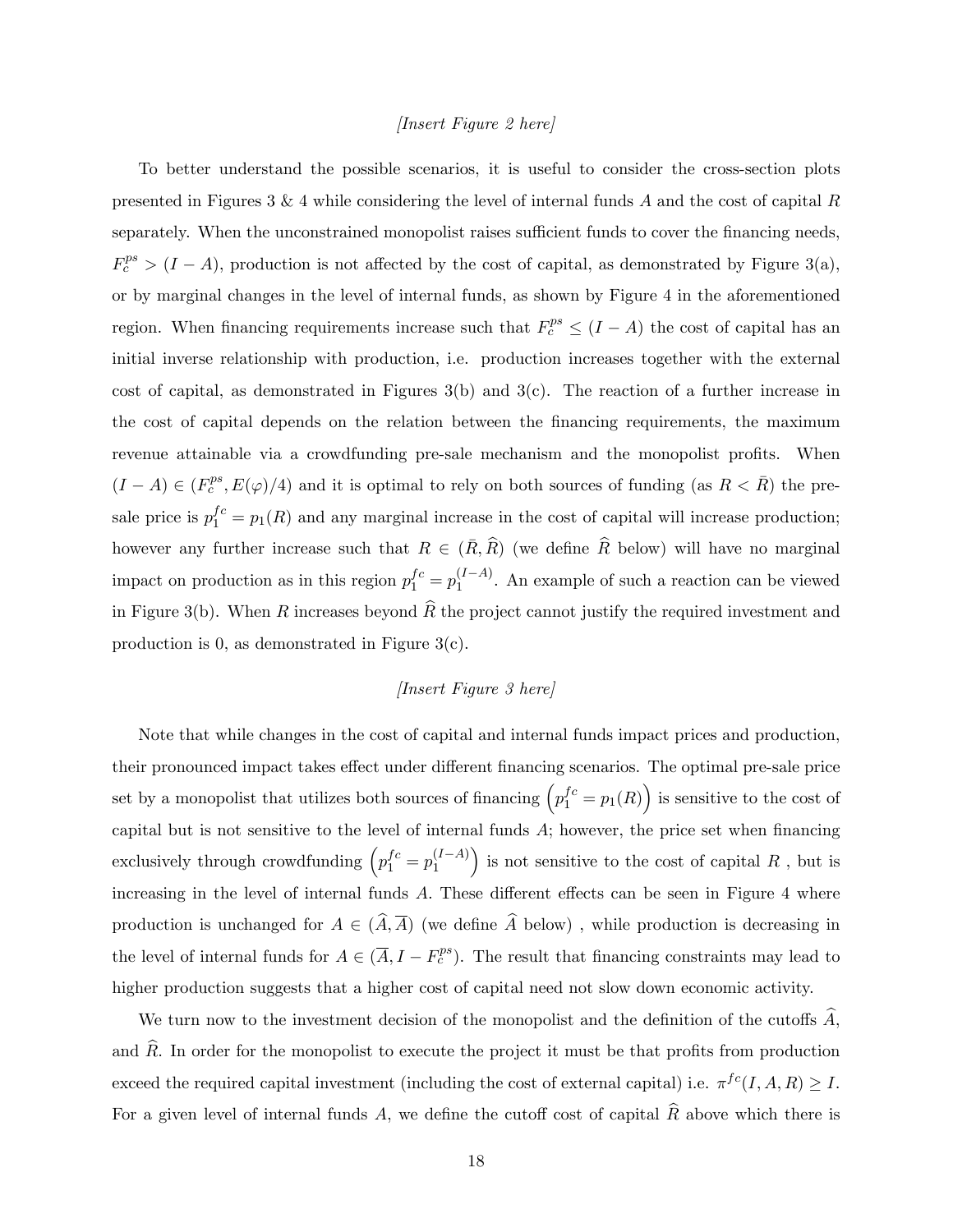*[Insert Figure 2 here]*

To better understand the possible scenarios, it is useful to consider the cross-section plots presented in Figures 3 & 4 while considering the level of internal funds $A$ and the cost of capital $R$ separately. When the unconstrained monopolist raises sufficient funds to cover the financing needs, $F_c^{ps} > (I - A)$, production is not affected by the cost of capital, as demonstrated by Figure 3(a), or by marginal changes in the level of internal funds, as shown by Figure 4 in the aforementioned region. When financing requirements increase such that $F_c^{ps} \leq (I - A)$ the cost of capital has an initial inverse relationship with production, i.e. production increases together with the external cost of capital, as demonstrated in Figures 3(b) and 3(c). The reaction of a further increase in the cost of capital depends on the relation between the financing requirements, the maximum revenue attainable via a crowdfunding pre-sale mechanism and the monopolist profits. When $(I - A) \in (F_c^{ps}, E(\varphi)/4)$ and it is optimal to rely on both sources of funding (as $R < \bar{R}$) the pre-sale price is $p_1^{fc} = p_1(R)$ and any marginal increase in the cost of capital will increase production; however any further increase such that $R \in (\bar{R}, \widehat{R})$ (we define $\widehat{R}$ below) will have no marginal impact on production as in this region $p_1^{fc} = p_1^{(I-A)}$. An example of such a reaction can be viewed in Figure 3(b). When $R$ increases beyond $\widehat{R}$ the project cannot justify the required investment and production is 0, as demonstrated in Figure 3(c).

*[Insert Figure 3 here]*

Note that while changes in the cost of capital and internal funds impact prices and production, their pronounced impact takes effect under different financing scenarios. The optimal pre-sale price set by a monopolist that utilizes both sources of financing $\left(p_1^{fc} = p_1(R)\right)$ is sensitive to the cost of capital but is not sensitive to the level of internal funds $A$; however, the price set when financing exclusively through crowdfunding $\left(p_1^{fc} = p_1^{(I-A)}\right)$ is not sensitive to the cost of capital $R$ , but is increasing in the level of internal funds $A$. These different effects can be seen in Figure 4 where production is unchanged for $A \in (\widehat{A}, \overline{A})$ (we define $\widehat{A}$ below) , while production is decreasing in the level of internal funds for $A \in (\overline{A}, I - F_c^{ps})$. The result that financing constraints may lead to higher production suggests that a higher cost of capital need not slow down economic activity.

We turn now to the investment decision of the monopolist and the definition of the cutoffs $\widehat{A}$, and $\widehat{R}$. In order for the monopolist to execute the project it must be that profits from production exceed the required capital investment (including the cost of external capital) i.e. $\pi^{fc}(I, A, R) \geq I$. For a given level of internal funds $A$, we define the cutoff cost of capital $\widehat{R}$ above which there is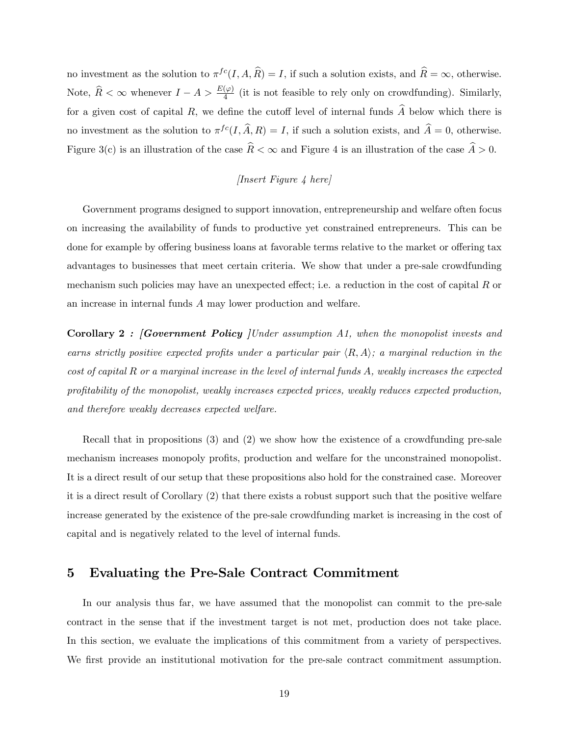no investment as the solution to $\pi^{fc}(I, A, \widehat{R}) = I$, if such a solution exists, and $\widehat{R} = \infty$, otherwise. Note, $\widehat{R} < \infty$ whenever $I - A > \frac{E(\varphi)}{4}$ (it is not feasible to rely only on crowdfunding). Similarly, for a given cost of capital $R$, we define the cutoff level of internal funds $\widehat{A}$ below which there is no investment as the solution to $\pi^{fc}(I, \widehat{A}, R) = I$, if such a solution exists, and $\widehat{A} = 0$, otherwise. Figure 3(c) is an illustration of the case $\widehat{R} < \infty$ and Figure 4 is an illustration of the case $\widehat{A} > 0$.

*[Insert Figure 4 here]*

Government programs designed to support innovation, entrepreneurship and welfare often focus on increasing the availability of funds to productive yet constrained entrepreneurs. This can be done for example by offering business loans at favorable terms relative to the market or offering tax advantages to businesses that meet certain criteria. We show that under a pre-sale crowdfunding mechanism such policies may have an unexpected effect; i.e. a reduction in the cost of capital $R$ or an increase in internal funds $A$ may lower production and welfare.

**Corollary 2** ***: [Government Policy*** *]Under assumption A1, when the monopolist invests and earns strictly positive expected profits under a particular pair $\langle R, A \rangle$; a marginal reduction in the cost of capital $R$ or a marginal increase in the level of internal funds $A$, weakly increases the expected profitability of the monopolist, weakly increases expected prices, weakly reduces expected production, and therefore weakly decreases expected welfare.*

Recall that in propositions (3) and (2) we show how the existence of a crowdfunding pre-sale mechanism increases monopoly profits, production and welfare for the unconstrained monopolist. It is a direct result of our setup that these propositions also hold for the constrained case. Moreover it is a direct result of Corollary (2) that there exists a robust support such that the positive welfare increase generated by the existence of the pre-sale crowdfunding market is increasing in the cost of capital and is negatively related to the level of internal funds.

## 5 Evaluating the Pre-Sale Contract Commitment

In our analysis thus far, we have assumed that the monopolist can commit to the pre-sale contract in the sense that if the investment target is not met, production does not take place. In this section, we evaluate the implications of this commitment from a variety of perspectives. We first provide an institutional motivation for the pre-sale contract commitment assumption.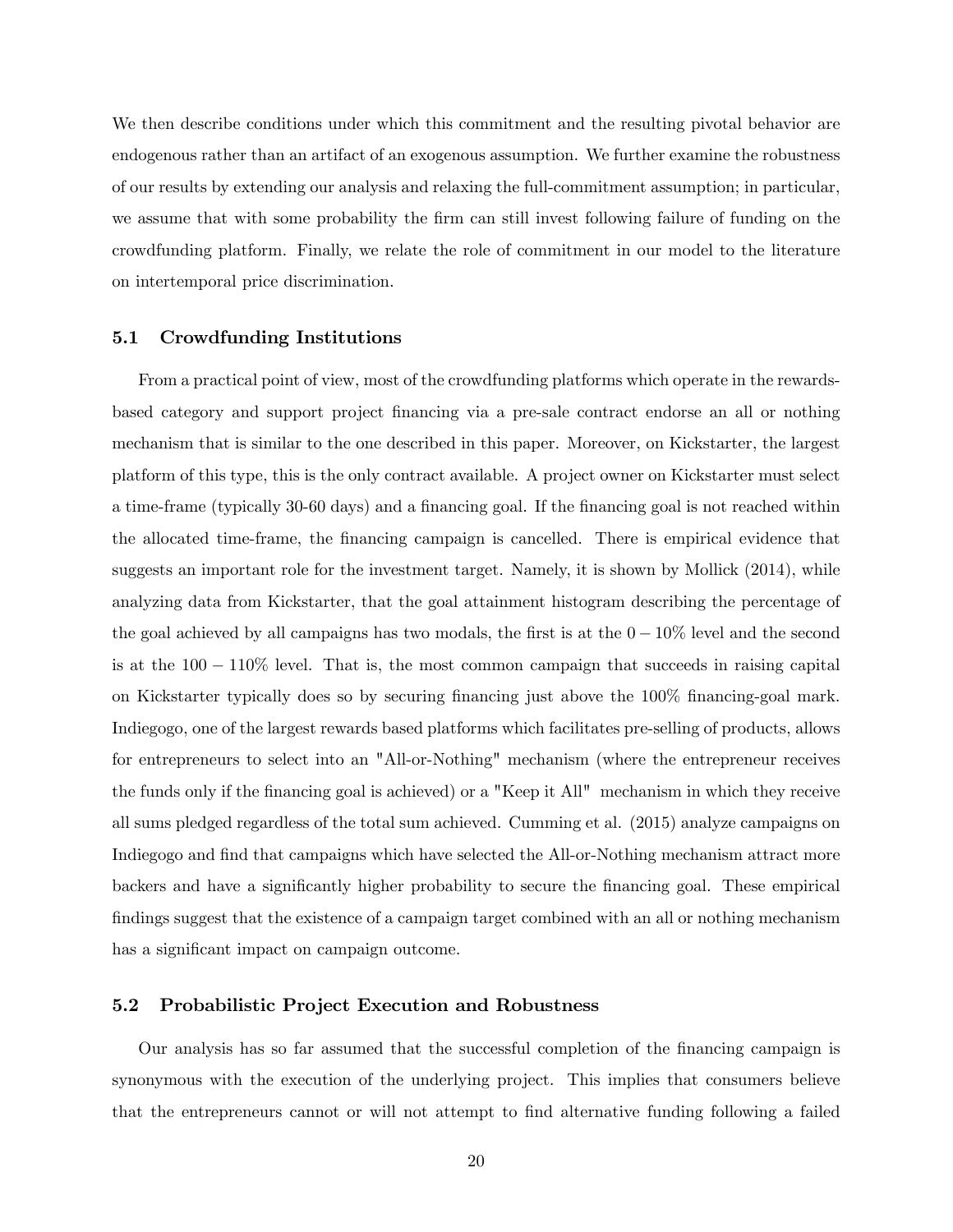We then describe conditions under which this commitment and the resulting pivotal behavior are endogenous rather than an artifact of an exogenous assumption. We further examine the robustness of our results by extending our analysis and relaxing the full-commitment assumption; in particular, we assume that with some probability the firm can still invest following failure of funding on the crowdfunding platform. Finally, we relate the role of commitment in our model to the literature on intertemporal price discrimination.

### 5.1 Crowdfunding Institutions

From a practical point of view, most of the crowdfunding platforms which operate in the rewards-based category and support project financing via a pre-sale contract endorse an all or nothing mechanism that is similar to the one described in this paper. Moreover, on Kickstarter, the largest platform of this type, this is the only contract available. A project owner on Kickstarter must select a time-frame (typically 30-60 days) and a financing goal. If the financing goal is not reached within the allocated time-frame, the financing campaign is cancelled. There is empirical evidence that suggests an important role for the investment target. Namely, it is shown by Mollick (2014), while analyzing data from Kickstarter, that the goal attainment histogram describing the percentage of the goal achieved by all campaigns has two modals, the first is at the $0 - 10\%$ level and the second is at the $100 - 110\%$ level. That is, the most common campaign that succeeds in raising capital on Kickstarter typically does so by securing financing just above the 100% financing-goal mark. Indiegogo, one of the largest rewards based platforms which facilitates pre-selling of products, allows for entrepreneurs to select into an "All-or-Nothing" mechanism (where the entrepreneur receives the funds only if the financing goal is achieved) or a "Keep it All" mechanism in which they receive all sums pledged regardless of the total sum achieved. Cumming et al. (2015) analyze campaigns on Indiegogo and find that campaigns which have selected the All-or-Nothing mechanism attract more backers and have a significantly higher probability to secure the financing goal. These empirical findings suggest that the existence of a campaign target combined with an all or nothing mechanism has a significant impact on campaign outcome.

### 5.2 Probabilistic Project Execution and Robustness

Our analysis has so far assumed that the successful completion of the financing campaign is synonymous with the execution of the underlying project. This implies that consumers believe that the entrepreneurs cannot or will not attempt to find alternative funding following a failed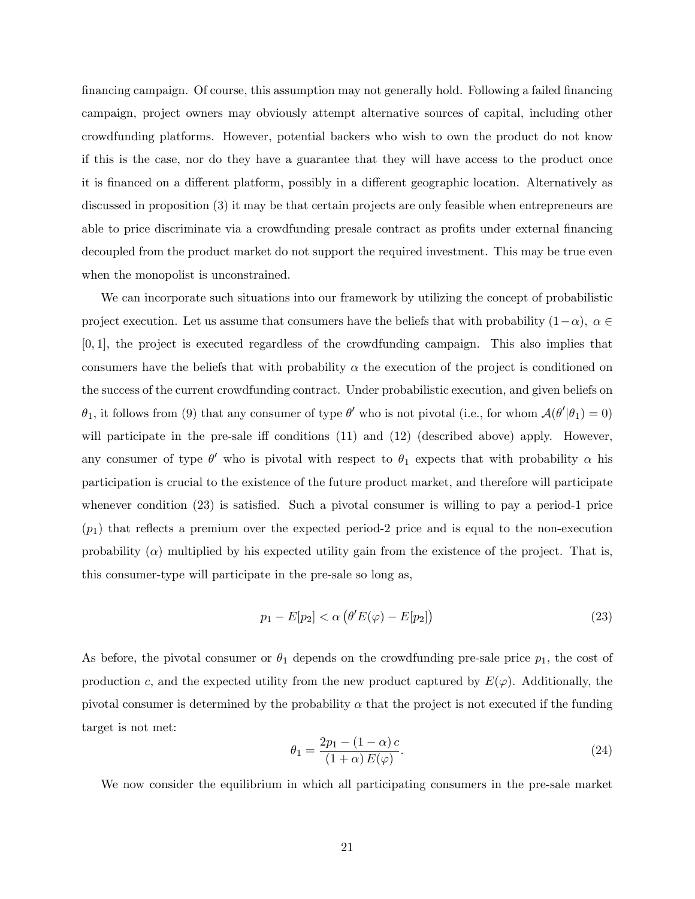financing campaign. Of course, this assumption may not generally hold. Following a failed financing campaign, project owners may obviously attempt alternative sources of capital, including other crowdfunding platforms. However, potential backers who wish to own the product do not know if this is the case, nor do they have a guarantee that they will have access to the product once it is financed on a different platform, possibly in a different geographic location. Alternatively as discussed in proposition (3) it may be that certain projects are only feasible when entrepreneurs are able to price discriminate via a crowdfunding presale contract as profits under external financing decoupled from the product market do not support the required investment. This may be true even when the monopolist is unconstrained.

We can incorporate such situations into our framework by utilizing the concept of probabilistic project execution. Let us assume that consumers have the beliefs that with probability $(1-\alpha)$, $\alpha \in [0,1]$, the project is executed regardless of the crowdfunding campaign. This also implies that consumers have the beliefs that with probability $\alpha$ the execution of the project is conditioned on the success of the current crowdfunding contract. Under probabilistic execution, and given beliefs on $\theta_1$, it follows from (9) that any consumer of type $\theta'$ who is not pivotal (i.e., for whom $\mathcal{A}(\theta'|\theta_1) = 0$) will participate in the pre-sale iff conditions (11) and (12) (described above) apply. However, any consumer of type $\theta'$ who is pivotal with respect to $\theta_1$ expects that with probability $\alpha$ his participation is crucial to the existence of the future product market, and therefore will participate whenever condition (23) is satisfied. Such a pivotal consumer is willing to pay a period-1 price ($p_1$) that reflects a premium over the expected period-2 price and is equal to the non-execution probability ($\alpha$) multiplied by his expected utility gain from the existence of the project. That is, this consumer-type will participate in the pre-sale so long as,

$$p_1 - E[p_2] < \alpha \left(\theta' E(\varphi) - E[p_2]\right) \tag{23}$$

As before, the pivotal consumer or $\theta_1$ depends on the crowdfunding pre-sale price $p_1$, the cost of production $c$, and the expected utility from the new product captured by $E(\varphi)$. Additionally, the pivotal consumer is determined by the probability $\alpha$ that the project is not executed if the funding target is not met:

$$\theta_1 = \frac{2p_1 - (1-\alpha)\, c}{(1+\alpha)\, E(\varphi)}. \tag{24}$$

We now consider the equilibrium in which all participating consumers in the pre-sale market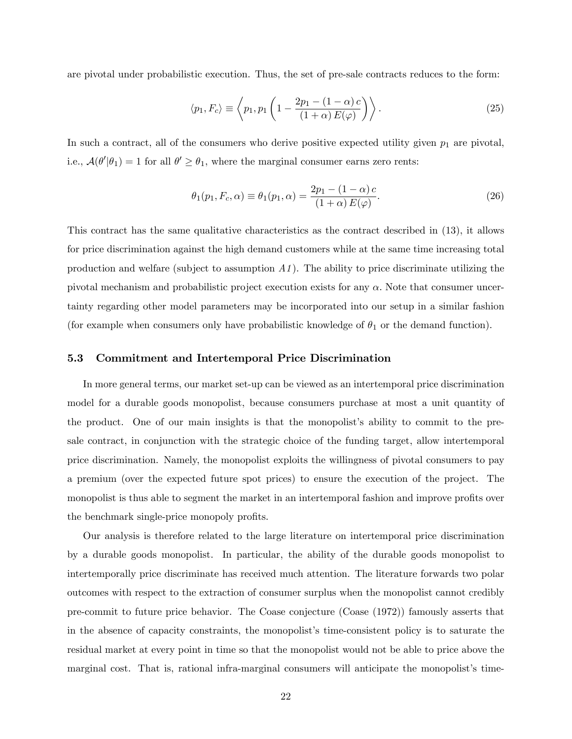are pivotal under probabilistic execution. Thus, the set of pre-sale contracts reduces to the form:

$$\langle p_1, F_c \rangle \equiv \left\langle p_1, p_1 \left(1 - \frac{2p_1 - (1-\alpha)\,c}{(1+\alpha)\,E(\varphi)}\right)\right\rangle. \tag{25}$$

In such a contract, all of the consumers who derive positive expected utility given $p_1$ are pivotal, i.e., $\mathcal{A}(\theta'|\theta_1) = 1$ for all $\theta' \geq \theta_1$, where the marginal consumer earns zero rents:

$$\theta_1(p_1, F_c, \alpha) \equiv \theta_1(p_1, \alpha) = \frac{2p_1 - (1-\alpha)\,c}{(1+\alpha)\,E(\varphi)}. \tag{26}$$

This contract has the same qualitative characteristics as the contract described in (13), it allows for price discrimination against the high demand customers while at the same time increasing total production and welfare (subject to assumption *A1*). The ability to price discriminate utilizing the pivotal mechanism and probabilistic project execution exists for any $\alpha$. Note that consumer uncertainty regarding other model parameters may be incorporated into our setup in a similar fashion (for example when consumers only have probabilistic knowledge of $\theta_1$ or the demand function).

### 5.3 Commitment and Intertemporal Price Discrimination

In more general terms, our market set-up can be viewed as an intertemporal price discrimination model for a durable goods monopolist, because consumers purchase at most a unit quantity of the product. One of our main insights is that the monopolist's ability to commit to the pre-sale contract, in conjunction with the strategic choice of the funding target, allow intertemporal price discrimination. Namely, the monopolist exploits the willingness of pivotal consumers to pay a premium (over the expected future spot prices) to ensure the execution of the project. The monopolist is thus able to segment the market in an intertemporal fashion and improve profits over the benchmark single-price monopoly profits.

Our analysis is therefore related to the large literature on intertemporal price discrimination by a durable goods monopolist. In particular, the ability of the durable goods monopolist to intertemporally price discriminate has received much attention. The literature forwards two polar outcomes with respect to the extraction of consumer surplus when the monopolist cannot credibly pre-commit to future price behavior. The Coase conjecture (Coase (1972)) famously asserts that in the absence of capacity constraints, the monopolist's time-consistent policy is to saturate the residual market at every point in time so that the monopolist would not be able to price above the marginal cost. That is, rational infra-marginal consumers will anticipate the monopolist's time-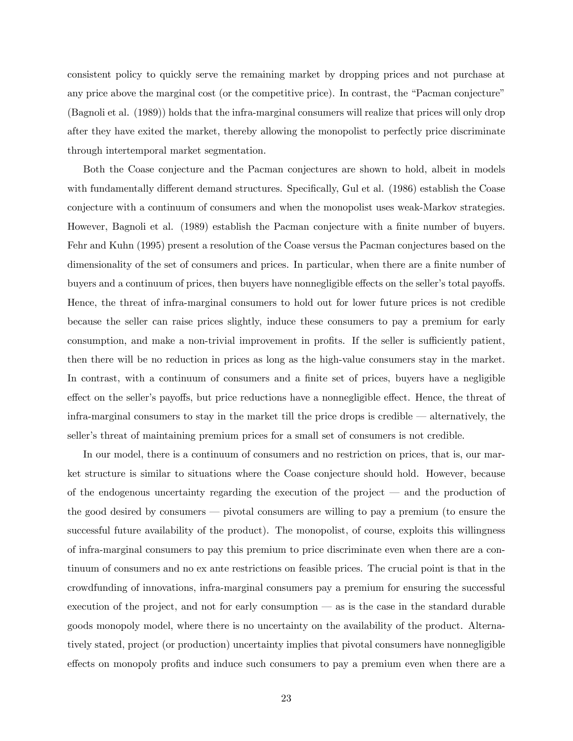consistent policy to quickly serve the remaining market by dropping prices and not purchase at any price above the marginal cost (or the competitive price). In contrast, the "Pacman conjecture" (Bagnoli et al. (1989)) holds that the infra-marginal consumers will realize that prices will only drop after they have exited the market, thereby allowing the monopolist to perfectly price discriminate through intertemporal market segmentation.

Both the Coase conjecture and the Pacman conjectures are shown to hold, albeit in models with fundamentally different demand structures. Specifically, Gul et al. (1986) establish the Coase conjecture with a continuum of consumers and when the monopolist uses weak-Markov strategies. However, Bagnoli et al. (1989) establish the Pacman conjecture with a finite number of buyers. Fehr and Kuhn (1995) present a resolution of the Coase versus the Pacman conjectures based on the dimensionality of the set of consumers and prices. In particular, when there are a finite number of buyers and a continuum of prices, then buyers have nonnegligible effects on the seller's total payoffs. Hence, the threat of infra-marginal consumers to hold out for lower future prices is not credible because the seller can raise prices slightly, induce these consumers to pay a premium for early consumption, and make a non-trivial improvement in profits. If the seller is sufficiently patient, then there will be no reduction in prices as long as the high-value consumers stay in the market. In contrast, with a continuum of consumers and a finite set of prices, buyers have a negligible effect on the seller's payoffs, but price reductions have a nonnegligible effect. Hence, the threat of infra-marginal consumers to stay in the market till the price drops is credible — alternatively, the seller's threat of maintaining premium prices for a small set of consumers is not credible.

In our model, there is a continuum of consumers and no restriction on prices, that is, our market structure is similar to situations where the Coase conjecture should hold. However, because of the endogenous uncertainty regarding the execution of the project — and the production of the good desired by consumers — pivotal consumers are willing to pay a premium (to ensure the successful future availability of the product). The monopolist, of course, exploits this willingness of infra-marginal consumers to pay this premium to price discriminate even when there are a continuum of consumers and no ex ante restrictions on feasible prices. The crucial point is that in the crowdfunding of innovations, infra-marginal consumers pay a premium for ensuring the successful execution of the project, and not for early consumption — as is the case in the standard durable goods monopoly model, where there is no uncertainty on the availability of the product. Alternatively stated, project (or production) uncertainty implies that pivotal consumers have nonnegligible effects on monopoly profits and induce such consumers to pay a premium even when there are a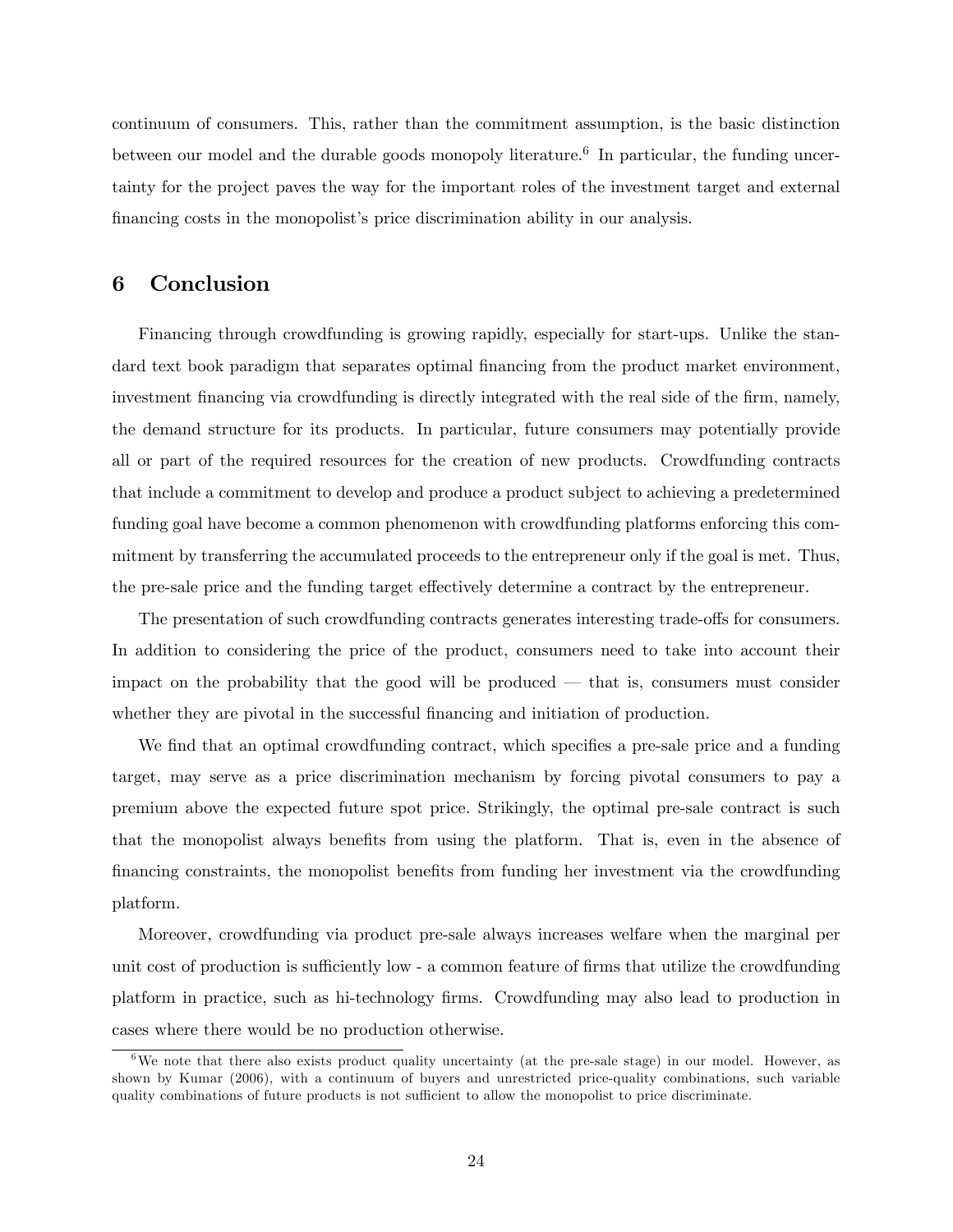continuum of consumers. This, rather than the commitment assumption, is the basic distinction between our model and the durable goods monopoly literature.[6] In particular, the funding uncertainty for the project paves the way for the important roles of the investment target and external financing costs in the monopolist's price discrimination ability in our analysis.

## 6 Conclusion

Financing through crowdfunding is growing rapidly, especially for start-ups. Unlike the standard text book paradigm that separates optimal financing from the product market environment, investment financing via crowdfunding is directly integrated with the real side of the firm, namely, the demand structure for its products. In particular, future consumers may potentially provide all or part of the required resources for the creation of new products. Crowdfunding contracts that include a commitment to develop and produce a product subject to achieving a predetermined funding goal have become a common phenomenon with crowdfunding platforms enforcing this commitment by transferring the accumulated proceeds to the entrepreneur only if the goal is met. Thus, the pre-sale price and the funding target effectively determine a contract by the entrepreneur.

The presentation of such crowdfunding contracts generates interesting trade-offs for consumers. In addition to considering the price of the product, consumers need to take into account their impact on the probability that the good will be produced — that is, consumers must consider whether they are pivotal in the successful financing and initiation of production.

We find that an optimal crowdfunding contract, which specifies a pre-sale price and a funding target, may serve as a price discrimination mechanism by forcing pivotal consumers to pay a premium above the expected future spot price. Strikingly, the optimal pre-sale contract is such that the monopolist always benefits from using the platform. That is, even in the absence of financing constraints, the monopolist benefits from funding her investment via the crowdfunding platform.

Moreover, crowdfunding via product pre-sale always increases welfare when the marginal per unit cost of production is sufficiently low - a common feature of firms that utilize the crowdfunding platform in practice, such as hi-technology firms. Crowdfunding may also lead to production in cases where there would be no production otherwise.

[6] We note that there also exists product quality uncertainty (at the pre-sale stage) in our model. However, as shown by Kumar (2006), with a continuum of buyers and unrestricted price-quality combinations, such variable quality combinations of future products is not sufficient to allow the monopolist to price discriminate.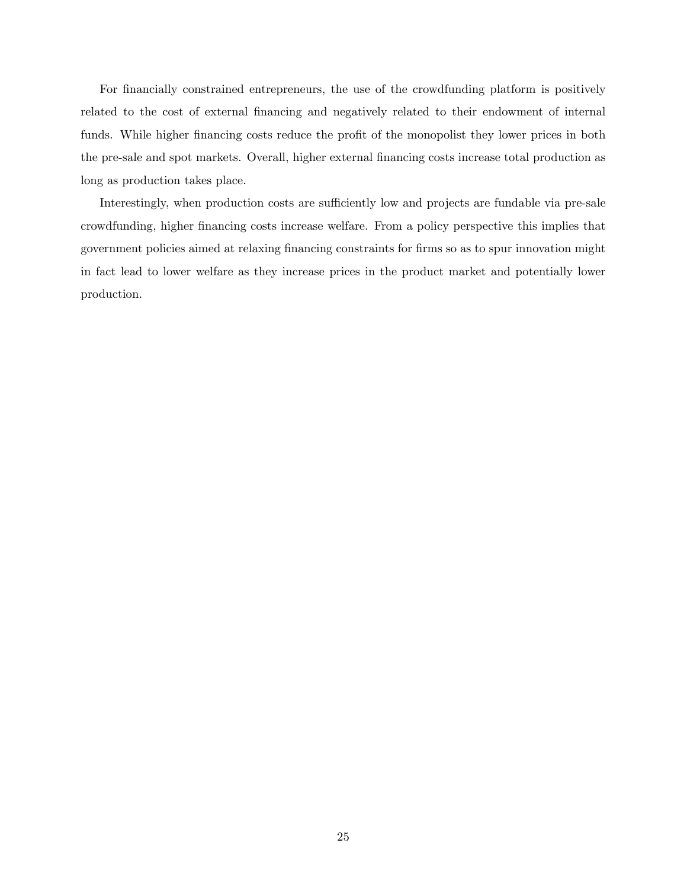For financially constrained entrepreneurs, the use of the crowdfunding platform is positively related to the cost of external financing and negatively related to their endowment of internal funds. While higher financing costs reduce the profit of the monopolist they lower prices in both the pre-sale and spot markets. Overall, higher external financing costs increase total production as long as production takes place.

Interestingly, when production costs are sufficiently low and projects are fundable via pre-sale crowdfunding, higher financing costs increase welfare. From a policy perspective this implies that government policies aimed at relaxing financing constraints for firms so as to spur innovation might in fact lead to lower welfare as they increase prices in the product market and potentially lower production.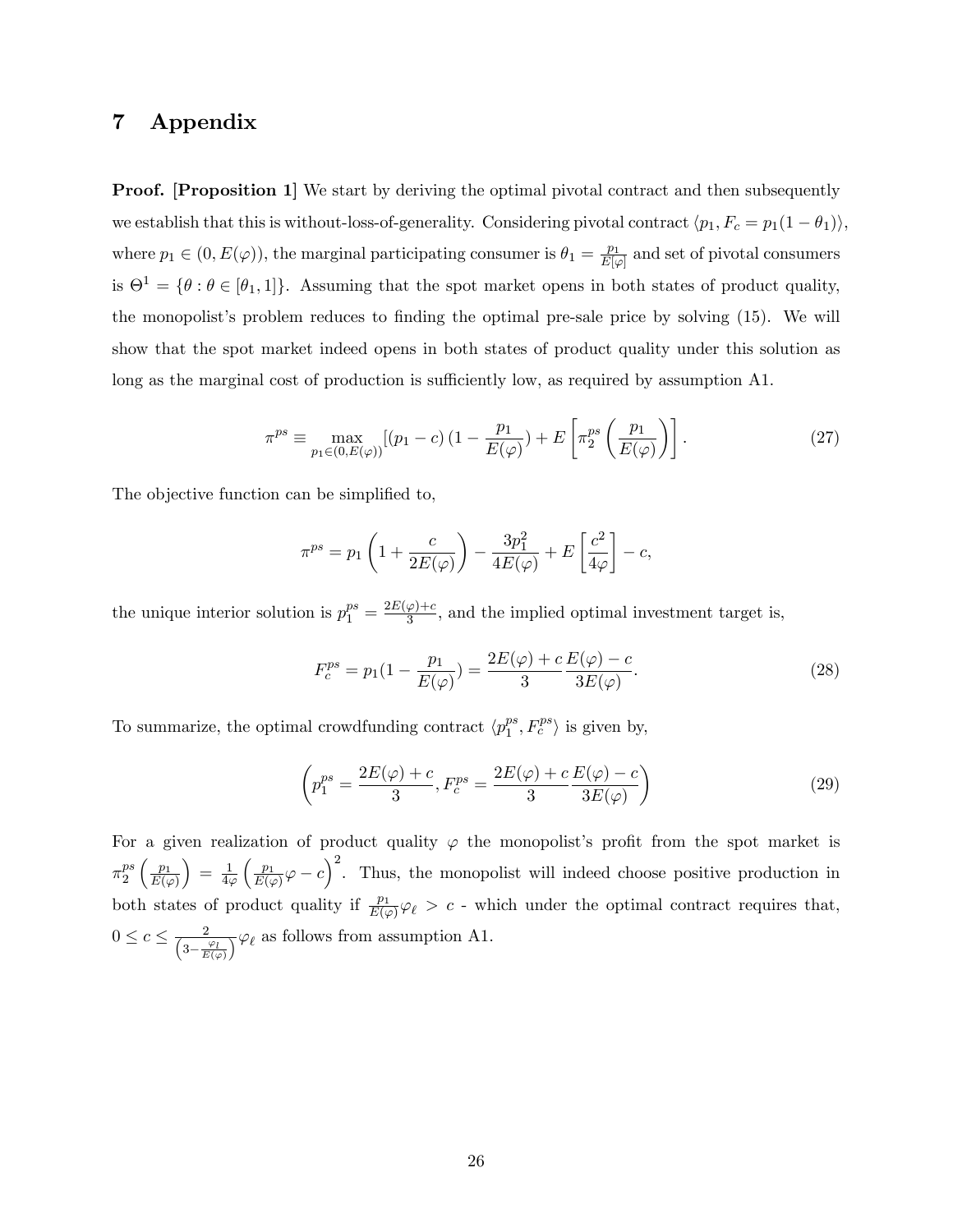# 7 Appendix

**Proof. [Proposition 1]** We start by deriving the optimal pivotal contract and then subsequently we establish that this is without-loss-of-generality. Considering pivotal contract $\langle p_1, F_c = p_1(1-\theta_1)\rangle$, where $p_1 \in (0, E(\varphi))$, the marginal participating consumer is $\theta_1 = \frac{p_1}{E[\varphi]}$ and set of pivotal consumers is $\Theta^1 = \{\theta : \theta \in [\theta_1, 1]\}$. Assuming that the spot market opens in both states of product quality, the monopolist's problem reduces to finding the optimal pre-sale price by solving (15). We will show that the spot market indeed opens in both states of product quality under this solution as long as the marginal cost of production is sufficiently low, as required by assumption A1.

$$\pi^{ps} \equiv \max_{p_1 \in (0, E(\varphi))} [(p_1 - c)(1 - \frac{p_1}{E(\varphi)}) + E\left[\pi_2^{ps}\left(\frac{p_1}{E(\varphi)}\right)\right]. \tag{27}$$

The objective function can be simplified to,

$$\pi^{ps} = p_1\left(1 + \frac{c}{2E(\varphi)}\right) - \frac{3p_1^2}{4E(\varphi)} + E\left[\frac{c^2}{4\varphi}\right] - c,$$

the unique interior solution is $p_1^{ps} = \frac{2E(\varphi)+c}{3}$, and the implied optimal investment target is,

$$F_c^{ps} = p_1(1 - \frac{p_1}{E(\varphi)}) = \frac{2E(\varphi)+c}{3}\frac{E(\varphi)-c}{3E(\varphi)}. \tag{28}$$

To summarize, the optimal crowdfunding contract $\langle p_1^{ps}, F_c^{ps}\rangle$ is given by,

$$\left(p_1^{ps} = \frac{2E(\varphi)+c}{3}, F_c^{ps} = \frac{2E(\varphi)+c}{3}\frac{E(\varphi)-c}{3E(\varphi)}\right) \tag{29}$$

For a given realization of product quality $\varphi$ the monopolist's profit from the spot market is $\pi_2^{ps}\left(\frac{p_1}{E(\varphi)}\right) = \frac{1}{4\varphi}\left(\frac{p_1}{E(\varphi)}\varphi - c\right)^2$. Thus, the monopolist will indeed choose positive production in both states of product quality if $\frac{p_1}{E(\varphi)}\varphi_\ell > c$ - which under the optimal contract requires that, $0 \le c \le \frac{2}{\left(3 - \frac{\varphi_l}{E(\varphi)}\right)}\varphi_\ell$ as follows from assumption A1.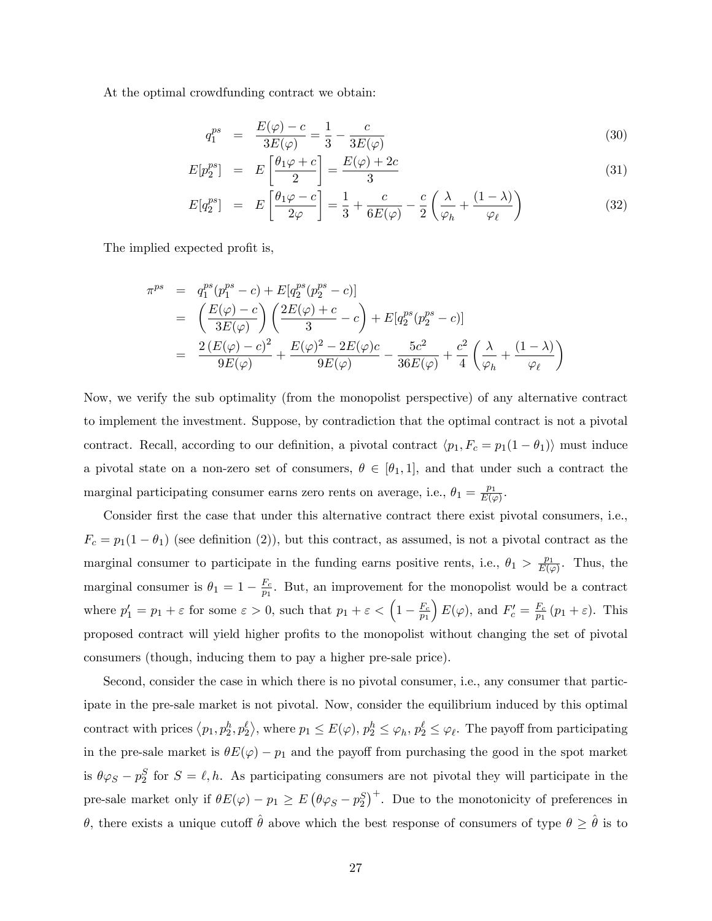At the optimal crowdfunding contract we obtain:

$$q_1^{ps} = \frac{E(\varphi) - c}{3E(\varphi)} = \frac{1}{3} - \frac{c}{3E(\varphi)} \tag{30}$$

$$E[p_2^{ps}] = E\left[\frac{\theta_1\varphi + c}{2}\right] = \frac{E(\varphi) + 2c}{3} \tag{31}$$

$$E[q_2^{ps}] = E\left[\frac{\theta_1\varphi - c}{2\varphi}\right] = \frac{1}{3} + \frac{c}{6E(\varphi)} - \frac{c}{2}\left(\frac{\lambda}{\varphi_h} + \frac{(1-\lambda)}{\varphi_\ell}\right) \tag{32}$$

The implied expected profit is,

$$\begin{aligned}
\pi^{ps} &= q_1^{ps}(p_1^{ps} - c) + E[q_2^{ps}(p_2^{ps} - c)] \\
&= \left(\frac{E(\varphi) - c}{3E(\varphi)}\right)\left(\frac{2E(\varphi) + c}{3} - c\right) + E[q_2^{ps}(p_2^{ps} - c)] \\
&= \frac{2\left(E(\varphi) - c\right)^2}{9E(\varphi)} + \frac{E(\varphi)^2 - 2E(\varphi)c}{9E(\varphi)} - \frac{5c^2}{36E(\varphi)} + \frac{c^2}{4}\left(\frac{\lambda}{\varphi_h} + \frac{(1-\lambda)}{\varphi_\ell}\right)
\end{aligned}$$

Now, we verify the sub optimality (from the monopolist perspective) of any alternative contract to implement the investment. Suppose, by contradiction that the optimal contract is not a pivotal contract. Recall, according to our definition, a pivotal contract $\langle p_1, F_c = p_1(1-\theta_1)\rangle$ must induce a pivotal state on a non-zero set of consumers, $\theta \in [\theta_1, 1]$, and that under such a contract the marginal participating consumer earns zero rents on average, i.e., $\theta_1 = \frac{p_1}{E(\varphi)}$.

Consider first the case that under this alternative contract there exist pivotal consumers, i.e., $F_c = p_1(1-\theta_1)$ (see definition (2)), but this contract, as assumed, is not a pivotal contract as the marginal consumer to participate in the funding earns positive rents, i.e., $\theta_1 > \frac{p_1}{E(\varphi)}$. Thus, the marginal consumer is $\theta_1 = 1 - \frac{F_c}{p_1}$. But, an improvement for the monopolist would be a contract where $p_1' = p_1 + \varepsilon$ for some $\varepsilon > 0$, such that $p_1 + \varepsilon < \left(1 - \frac{F_c}{p_1}\right)E(\varphi)$, and $F_c' = \frac{F_c}{p_1}(p_1 + \varepsilon)$. This proposed contract will yield higher profits to the monopolist without changing the set of pivotal consumers (though, inducing them to pay a higher pre-sale price).

Second, consider the case in which there is no pivotal consumer, i.e., any consumer that participate in the pre-sale market is not pivotal. Now, consider the equilibrium induced by this optimal contract with prices $\langle p_1, p_2^h, p_2^\ell\rangle$, where $p_1 \leq E(\varphi)$, $p_2^h \leq \varphi_h$, $p_2^\ell \leq \varphi_\ell$. The payoff from participating in the pre-sale market is $\theta E(\varphi) - p_1$ and the payoff from purchasing the good in the spot market is $\theta\varphi_S - p_2^S$ for $S = \ell, h$. As participating consumers are not pivotal they will participate in the pre-sale market only if $\theta E(\varphi) - p_1 \geq E\left(\theta\varphi_S - p_2^S\right)^+$. Due to the monotonicity of preferences in $\theta$, there exists a unique cutoff $\hat{\theta}$ above which the best response of consumers of type $\theta \geq \hat{\theta}$ is to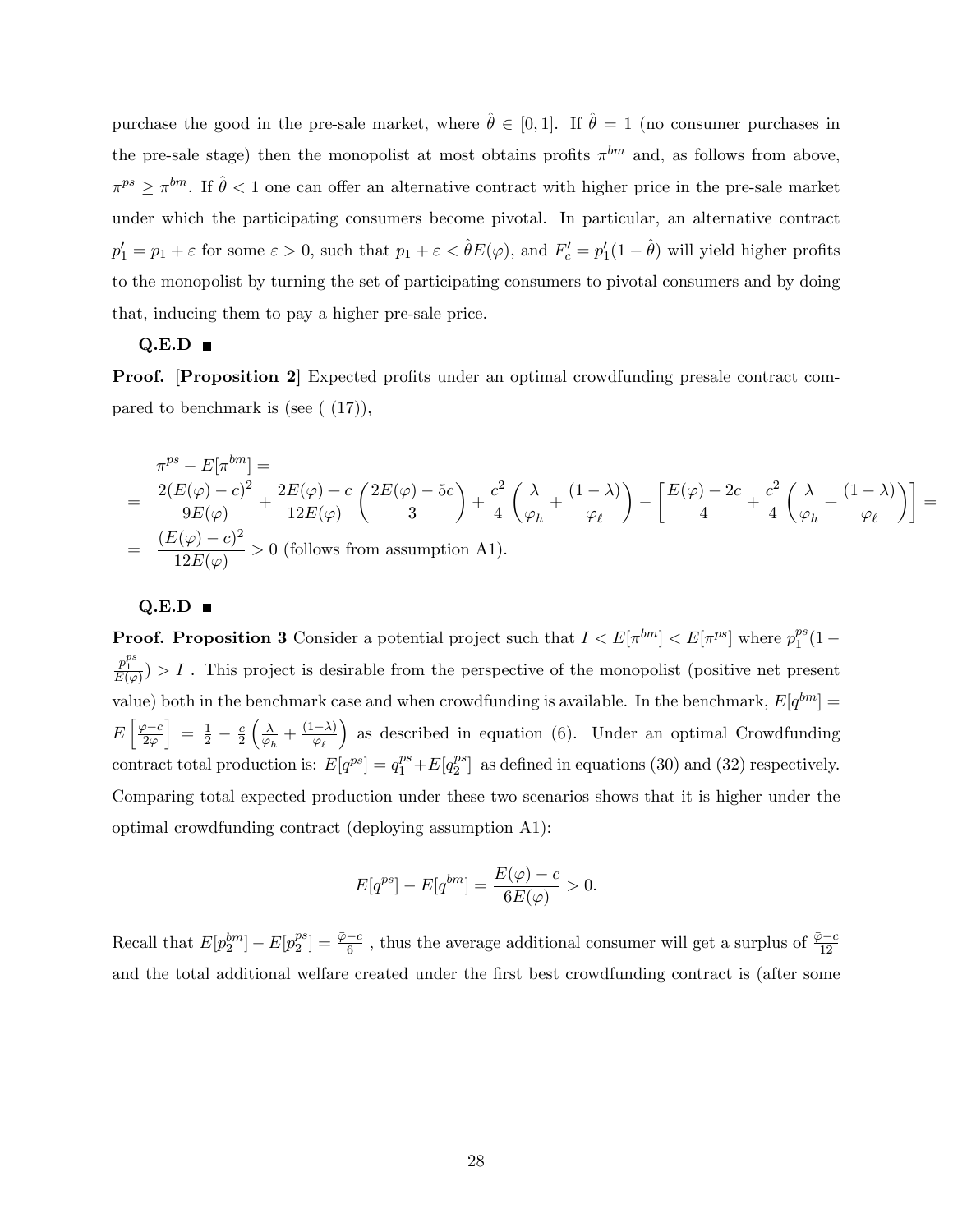purchase the good in the pre-sale market, where $\hat{\theta} \in [0,1]$. If $\hat{\theta} = 1$ (no consumer purchases in the pre-sale stage) then the monopolist at most obtains profits $\pi^{bm}$ and, as follows from above, $\pi^{ps} \geq \pi^{bm}$. If $\hat{\theta} < 1$ one can offer an alternative contract with higher price in the pre-sale market under which the participating consumers become pivotal. In particular, an alternative contract $p_1' = p_1 + \varepsilon$ for some $\varepsilon > 0$, such that $p_1 + \varepsilon < \hat{\theta} E(\varphi)$, and $F_c' = p_1'(1 - \hat{\theta})$ will yield higher profits to the monopolist by turning the set of participating consumers to pivotal consumers and by doing that, inducing them to pay a higher pre-sale price.

**Q.E.D** ■

**Proof. [Proposition 2]** Expected profits under an optimal crowdfunding presale contract compared to benchmark is (see ( (17)),

$$
\begin{aligned}
& \pi^{ps} - E[\pi^{bm}] = \\
= \quad & \frac{2(E(\varphi) - c)^2}{9E(\varphi)} + \frac{2E(\varphi) + c}{12E(\varphi)} \left( \frac{2E(\varphi) - 5c}{3} \right) + \frac{c^2}{4} \left( \frac{\lambda}{\varphi_h} + \frac{(1-\lambda)}{\varphi_\ell} \right) - \left[ \frac{E(\varphi) - 2c}{4} + \frac{c^2}{4} \left( \frac{\lambda}{\varphi_h} + \frac{(1-\lambda)}{\varphi_\ell} \right) \right] = \\
= \quad & \frac{(E(\varphi) - c)^2}{12E(\varphi)} > 0 \text{ (follows from assumption A1).}
\end{aligned}
$$

**Q.E.D** ■

**Proof. Proposition 3** Consider a potential project such that $I < E[\pi^{bm}] < E[\pi^{ps}]$ where $p_1^{ps}(1 - \frac{p_1^{ps}}{E(\varphi)}) > I$ . This project is desirable from the perspective of the monopolist (positive net present value) both in the benchmark case and when crowdfunding is available. In the benchmark, $E[q^{bm}] = E\left[\frac{\varphi - c}{2\varphi}\right] = \frac{1}{2} - \frac{c}{2}\left(\frac{\lambda}{\varphi_h} + \frac{(1-\lambda)}{\varphi_\ell}\right)$ as described in equation (6). Under an optimal Crowdfunding contract total production is: $E[q^{ps}] = q_1^{ps} + E[q_2^{ps}]$ as defined in equations (30) and (32) respectively. Comparing total expected production under these two scenarios shows that it is higher under the optimal crowdfunding contract (deploying assumption A1):

$$
E[q^{ps}] - E[q^{bm}] = \frac{E(\varphi) - c}{6E(\varphi)} > 0.
$$

Recall that $E[p_2^{bm}] - E[p_2^{ps}] = \frac{\bar{\varphi} - c}{6}$ , thus the average additional consumer will get a surplus of $\frac{\bar{\varphi} - c}{12}$ and the total additional welfare created under the first best crowdfunding contract is (after some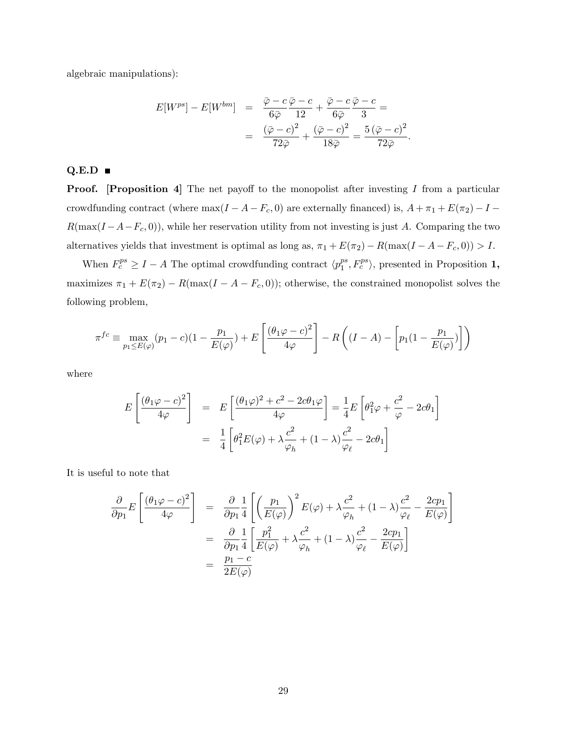algebraic manipulations):

$$
\begin{aligned}
E[W^{ps}] - E[W^{bm}] &= \frac{\bar{\varphi} - c}{6\bar{\varphi}} \frac{\bar{\varphi} - c}{12} + \frac{\bar{\varphi} - c}{6\bar{\varphi}} \frac{\bar{\varphi} - c}{3} = \\
&= \frac{(\bar{\varphi} - c)^2}{72\bar{\varphi}} + \frac{(\bar{\varphi} - c)^2}{18\bar{\varphi}} = \frac{5\,(\bar{\varphi} - c)^2}{72\bar{\varphi}}.
\end{aligned}
$$

**Q.E.D** ■

**Proof. [Proposition 4]** The net payoff to the monopolist after investing $I$ from a particular crowdfunding contract (where $\max(I - A - F_c, 0)$ are externally financed) is, $A + \pi_1 + E(\pi_2) - I - R(\max(I - A - F_c, 0))$, while her reservation utility from not investing is just $A$. Comparing the two alternatives yields that investment is optimal as long as, $\pi_1 + E(\pi_2) - R(\max(I - A - F_c, 0)) > I$.

When $F_c^{ps} \geq I - A$ The optimal crowdfunding contract $\langle p_1^{ps}, F_c^{ps} \rangle$, presented in Proposition **1,** maximizes $\pi_1 + E(\pi_2) - R(\max(I - A - F_c, 0))$; otherwise, the constrained monopolist solves the following problem,

$$
\pi^{fc} \equiv \max_{p_1 \leq E(\varphi)} (p_1 - c)(1 - \frac{p_1}{E(\varphi)}) + E\left[\frac{(\theta_1 \varphi - c)^2}{4\varphi}\right] - R\left((I - A) - \left[p_1(1 - \frac{p_1}{E(\varphi)})\right]\right)
$$

where

$$
\begin{aligned}
E\left[\frac{(\theta_1 \varphi - c)^2}{4\varphi}\right] &= E\left[\frac{(\theta_1 \varphi)^2 + c^2 - 2c\theta_1 \varphi}{4\varphi}\right] = \frac{1}{4} E\left[\theta_1^2 \varphi + \frac{c^2}{\varphi} - 2c\theta_1\right] \\
&= \frac{1}{4}\left[\theta_1^2 E(\varphi) + \lambda \frac{c^2}{\varphi_h} + (1 - \lambda)\frac{c^2}{\varphi_\ell} - 2c\theta_1\right]
\end{aligned}
$$

It is useful to note that

$$
\begin{aligned}
\frac{\partial}{\partial p_1} E\left[\frac{(\theta_1 \varphi - c)^2}{4\varphi}\right] &= \frac{\partial}{\partial p_1}\frac{1}{4}\left[\left(\frac{p_1}{E(\varphi)}\right)^2 E(\varphi) + \lambda \frac{c^2}{\varphi_h} + (1 - \lambda)\frac{c^2}{\varphi_\ell} - \frac{2cp_1}{E(\varphi)}\right] \\
&= \frac{\partial}{\partial p_1}\frac{1}{4}\left[\frac{p_1^2}{E(\varphi)} + \lambda \frac{c^2}{\varphi_h} + (1 - \lambda)\frac{c^2}{\varphi_\ell} - \frac{2cp_1}{E(\varphi)}\right] \\
&= \frac{p_1 - c}{2E(\varphi)}
\end{aligned}
$$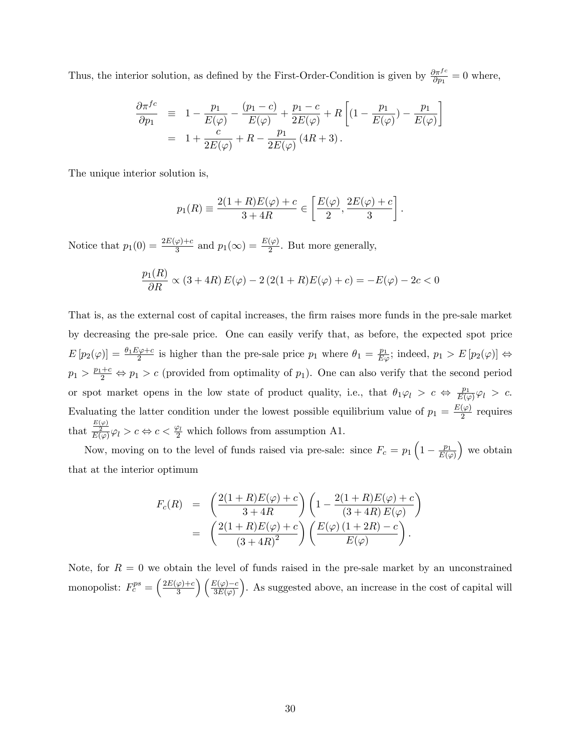Thus, the interior solution, as defined by the First-Order-Condition is given by $\frac{\partial \pi^{fc}}{\partial p_1} = 0$ where,

$$
\begin{aligned}
\frac{\partial \pi^{fc}}{\partial p_1} &\equiv 1 - \frac{p_1}{E(\varphi)} - \frac{(p_1 - c)}{E(\varphi)} + \frac{p_1 - c}{2E(\varphi)} + R\left[(1 - \frac{p_1}{E(\varphi)}) - \frac{p_1}{E(\varphi)}\right] \\
&= 1 + \frac{c}{2E(\varphi)} + R - \frac{p_1}{2E(\varphi)}(4R + 3).
\end{aligned}
$$

The unique interior solution is,

$$
p_1(R) \equiv \frac{2(1+R)E(\varphi) + c}{3 + 4R} \in \left[\frac{E(\varphi)}{2}, \frac{2E(\varphi) + c}{3}\right].
$$

Notice that $p_1(0) = \frac{2E(\varphi)+c}{3}$ and $p_1(\infty) = \frac{E(\varphi)}{2}$. But more generally,

$$
\frac{p_1(R)}{\partial R} \propto (3 + 4R)E(\varphi) - 2(2(1+R)E(\varphi) + c) = -E(\varphi) - 2c < 0
$$

That is, as the external cost of capital increases, the firm raises more funds in the pre-sale market by decreasing the pre-sale price. One can easily verify that, as before, the expected spot price $E[p_2(\varphi)] = \frac{\theta_1 E\varphi + c}{2}$ is higher than the pre-sale price $p_1$ where $\theta_1 = \frac{p_1}{E\varphi}$; indeed, $p_1 > E[p_2(\varphi)] \Leftrightarrow p_1 > \frac{p_1 + c}{2} \Leftrightarrow p_1 > c$ (provided from optimality of $p_1$). One can also verify that the second period or spot market opens in the low state of product quality, i.e., that $\theta_1 \varphi_l > c \Leftrightarrow \frac{p_1}{E(\varphi)}\varphi_l > c$. Evaluating the latter condition under the lowest possible equilibrium value of $p_1 = \frac{E(\varphi)}{2}$ requires that $\frac{\frac{E(\varphi)}{2}}{E(\varphi)}\varphi_l > c \Leftrightarrow c < \frac{\varphi_l}{2}$ which follows from assumption A1.

Now, moving on to the level of funds raised via pre-sale: since $F_c = p_1\left(1 - \frac{p_1}{E(\varphi)}\right)$ we obtain that at the interior optimum

$$
\begin{aligned}
F_c(R) &= \left(\frac{2(1+R)E(\varphi) + c}{3 + 4R}\right)\left(1 - \frac{2(1+R)E(\varphi) + c}{(3 + 4R)E(\varphi)}\right) \\
&= \left(\frac{2(1+R)E(\varphi) + c}{(3 + 4R)^2}\right)\left(\frac{E(\varphi)(1 + 2R) - c}{E(\varphi)}\right).
\end{aligned}
$$

Note, for $R = 0$ we obtain the level of funds raised in the pre-sale market by an unconstrained monopolist: $F_c^{ps} = \left(\frac{2E(\varphi)+c}{3}\right)\left(\frac{E(\varphi)-c}{3E(\varphi)}\right)$. As suggested above, an increase in the cost of capital will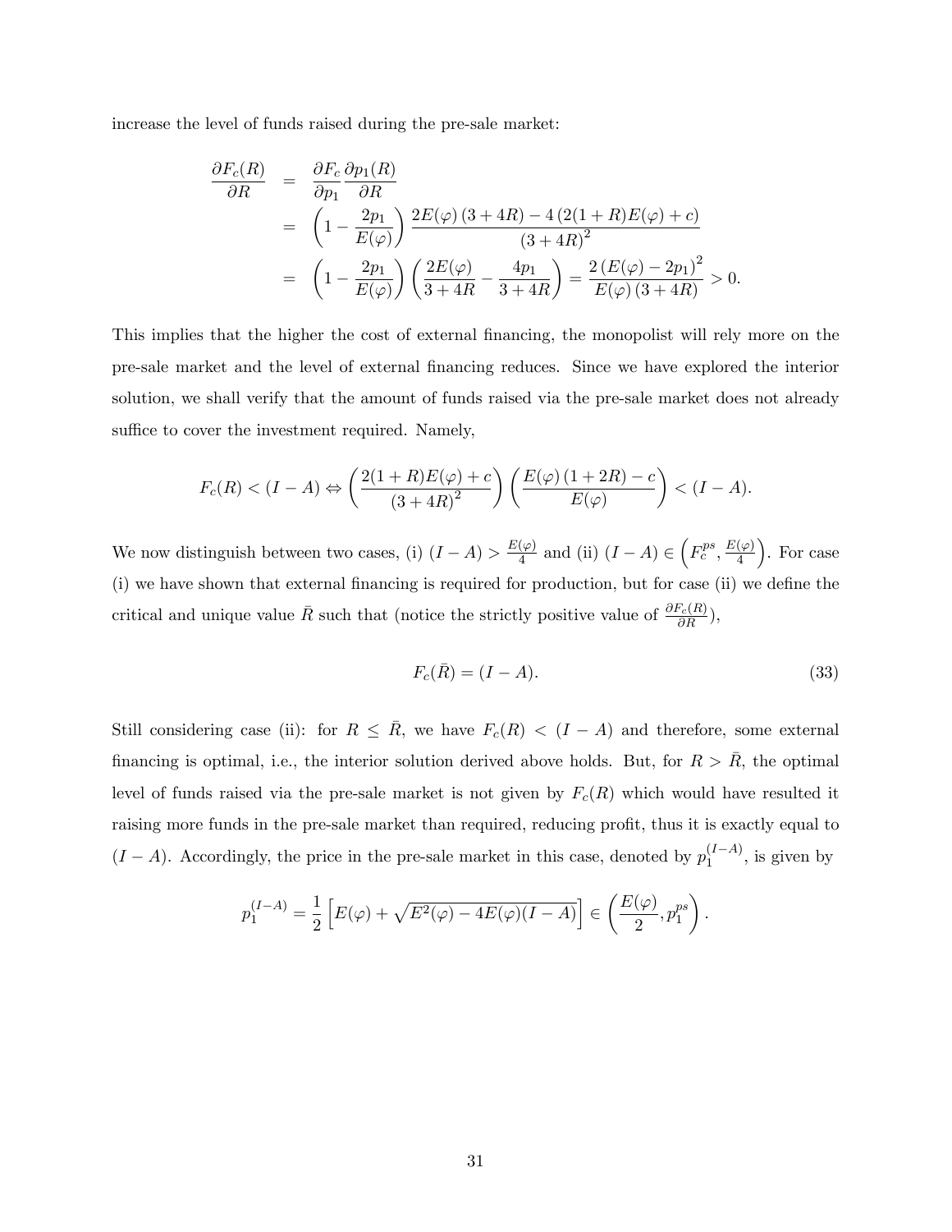increase the level of funds raised during the pre-sale market:

$$
\begin{aligned}
\frac{\partial F_c(R)}{\partial R} &= \frac{\partial F_c}{\partial p_1}\frac{\partial p_1(R)}{\partial R} \\
&= \left(1 - \frac{2p_1}{E(\varphi)}\right) \frac{2E(\varphi)\,(3+4R) - 4\,(2(1+R)E(\varphi)+c)}{(3+4R)^2} \\
&= \left(1 - \frac{2p_1}{E(\varphi)}\right)\left(\frac{2E(\varphi)}{3+4R} - \frac{4p_1}{3+4R}\right) = \frac{2\,(E(\varphi)-2p_1)^2}{E(\varphi)\,(3+4R)} > 0.
\end{aligned}
$$

This implies that the higher the cost of external financing, the monopolist will rely more on the pre-sale market and the level of external financing reduces. Since we have explored the interior solution, we shall verify that the amount of funds raised via the pre-sale market does not already suffice to cover the investment required. Namely,

$$
F_c(R) < (I-A) \Leftrightarrow \left(\frac{2(1+R)E(\varphi)+c}{(3+4R)^2}\right)\left(\frac{E(\varphi)\,(1+2R)-c}{E(\varphi)}\right) < (I-A).
$$

We now distinguish between two cases, (i) $(I-A) > \frac{E(\varphi)}{4}$ and (ii) $(I-A) \in \left(F_c^{ps}, \frac{E(\varphi)}{4}\right)$. For case (i) we have shown that external financing is required for production, but for case (ii) we define the critical and unique value $\bar{R}$ such that (notice the strictly positive value of $\frac{\partial F_c(R)}{\partial R}$),

$$
F_c(\bar{R}) = (I-A). \tag{33}
$$

Still considering case (ii): for $R \leq \bar{R}$, we have $F_c(R) < (I-A)$ and therefore, some external financing is optimal, i.e., the interior solution derived above holds. But, for $R > \bar{R}$, the optimal level of funds raised via the pre-sale market is not given by $F_c(R)$ which would have resulted it raising more funds in the pre-sale market than required, reducing profit, thus it is exactly equal to $(I-A)$. Accordingly, the price in the pre-sale market in this case, denoted by $p_1^{(I-A)}$, is given by

$$
p_1^{(I-A)} = \frac{1}{2}\left[E(\varphi) + \sqrt{E^2(\varphi) - 4E(\varphi)(I-A)}\right] \in \left(\frac{E(\varphi)}{2}, p_1^{ps}\right).
$$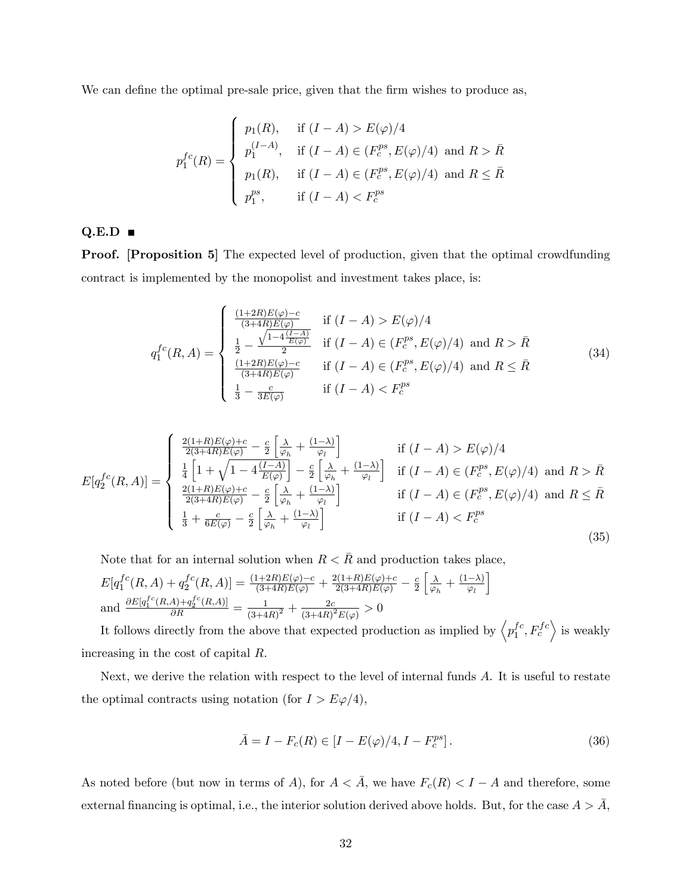We can define the optimal pre-sale price, given that the firm wishes to produce as,

$$
p_1^{fc}(R) = \begin{cases} p_1(R), & \text{if } (I-A) > E(\varphi)/4 \\ p_1^{(I-A)}, & \text{if } (I-A) \in (F_c^{ps}, E(\varphi)/4) \text{ and } R > \bar{R} \\ p_1(R), & \text{if } (I-A) \in (F_c^{ps}, E(\varphi)/4) \text{ and } R \leq \bar{R} \\ p_1^{ps}, & \text{if } (I-A) < F_c^{ps} \end{cases}
$$

**Q.E.D** ■

**Proof. [Proposition 5]** The expected level of production, given that the optimal crowdfunding contract is implemented by the monopolist and investment takes place, is:

$$
q_1^{fc}(R,A) = \begin{cases} \frac{(1+2R)E(\varphi)-c}{(3+4R)E(\varphi)} & \text{if } (I-A) > E(\varphi)/4 \\ \frac{1}{2} - \frac{\sqrt{1-4\frac{(I-A)}{E(\varphi)}}}{2} & \text{if } (I-A) \in (F_c^{ps}, E(\varphi)/4) \text{ and } R > \bar{R} \\ \frac{(1+2R)E(\varphi)-c}{(3+4R)E(\varphi)} & \text{if } (I-A) \in (F_c^{ps}, E(\varphi)/4) \text{ and } R \leq \bar{R} \\ \frac{1}{3} - \frac{c}{3E(\varphi)} & \text{if } (I-A) < F_c^{ps} \end{cases} \tag{34}
$$

$$
E[q_2^{fc}(R,A)] = \begin{cases} \frac{2(1+R)E(\varphi)+c}{2(3+4R)E(\varphi)} - \frac{c}{2}\left[\frac{\lambda}{\varphi_h} + \frac{(1-\lambda)}{\varphi_l}\right] & \text{if } (I-A) > E(\varphi)/4 \\ \frac{1}{4}\left[1 + \sqrt{1-4\frac{(I-A)}{E(\varphi)}}\right] - \frac{c}{2}\left[\frac{\lambda}{\varphi_h} + \frac{(1-\lambda)}{\varphi_l}\right] & \text{if } (I-A) \in (F_c^{ps}, E(\varphi)/4) \text{ and } R > \bar{R} \\ \frac{2(1+R)E(\varphi)+c}{2(3+4R)E(\varphi)} - \frac{c}{2}\left[\frac{\lambda}{\varphi_h} + \frac{(1-\lambda)}{\varphi_l}\right] & \text{if } (I-A) \in (F_c^{ps}, E(\varphi)/4) \text{ and } R \leq \bar{R} \\ \frac{1}{3} + \frac{c}{6E(\varphi)} - \frac{c}{2}\left[\frac{\lambda}{\varphi_h} + \frac{(1-\lambda)}{\varphi_l}\right] & \text{if } (I-A) < F_c^{ps} \end{cases} \tag{35}
$$

Note that for an internal solution when $R < \bar{R}$ and production takes place,
$E[q_1^{fc}(R,A) + q_2^{fc}(R,A)] = \frac{(1+2R)E(\varphi)-c}{(3+4R)E(\varphi)} + \frac{2(1+R)E(\varphi)+c}{2(3+4R)E(\varphi)} - \frac{c}{2}\left[\frac{\lambda}{\varphi_h} + \frac{(1-\lambda)}{\varphi_l}\right]$
and $\frac{\partial E[q_1^{fc}(R,A)+q_2^{fc}(R,A)]}{\partial R} = \frac{1}{(3+4R)^2} + \frac{2c}{(3+4R)^2 E(\varphi)} > 0$

It follows directly from the above that expected production as implied by $\left\langle p_1^{fc}, F_c^{fc} \right\rangle$ is weakly increasing in the cost of capital $R$.

Next, we derive the relation with respect to the level of internal funds $A$. It is useful to restate the optimal contracts using notation (for $I > E\varphi/4$),

$$
\bar{A} = I - F_c(R) \in \left[I - E(\varphi)/4, I - F_c^{ps}\right]. \tag{36}
$$

As noted before (but now in terms of $A$), for $A < \bar{A}$, we have $F_c(R) < I - A$ and therefore, some external financing is optimal, i.e., the interior solution derived above holds. But, for the case $A > \bar{A}$,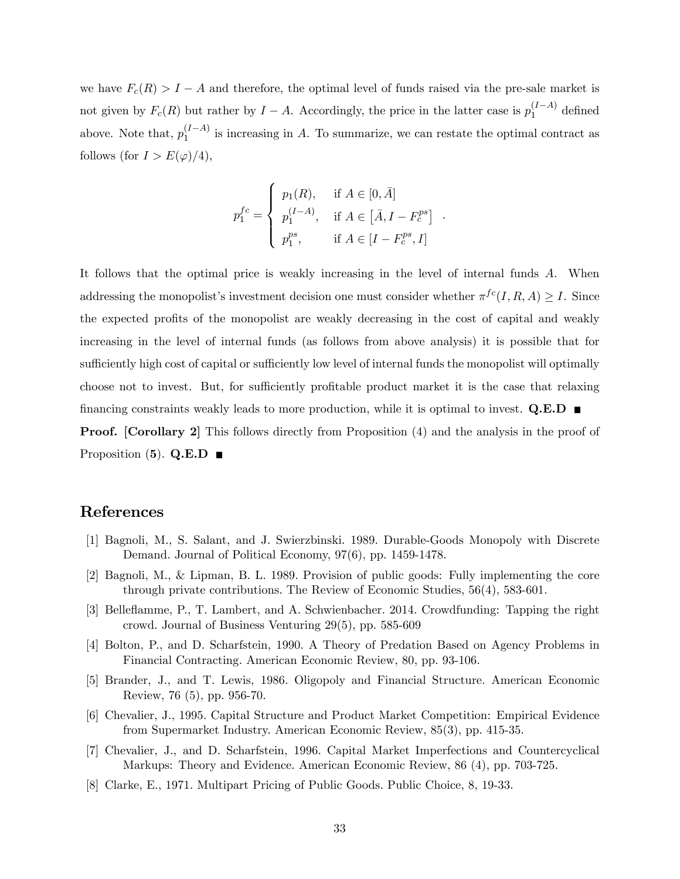we have $F_c(R) > I - A$ and therefore, the optimal level of funds raised via the pre-sale market is not given by $F_c(R)$ but rather by $I - A$. Accordingly, the price in the latter case is $p_1^{(I-A)}$ defined above. Note that, $p_1^{(I-A)}$ is increasing in $A$. To summarize, we can restate the optimal contract as follows (for $I > E(\varphi)/4$),

$$
p_1^{fc} = \begin{cases} p_1(R), & \text{if } A \in [0, \bar{A}] \\ p_1^{(I-A)}, & \text{if } A \in \left[\bar{A}, I - F_c^{ps}\right] \\ p_1^{ps}, & \text{if } A \in \left[I - F_c^{ps}, I\right] \end{cases} .
$$

It follows that the optimal price is weakly increasing in the level of internal funds $A$. When addressing the monopolist's investment decision one must consider whether $\pi^{fc}(I, R, A) \geq I$. Since the expected profits of the monopolist are weakly decreasing in the cost of capital and weakly increasing in the level of internal funds (as follows from above analysis) it is possible that for sufficiently high cost of capital or sufficiently low level of internal funds the monopolist will optimally choose not to invest. But, for sufficiently profitable product market it is the case that relaxing financing constraints weakly leads to more production, while it is optimal to invest. **Q.E.D** ■

**Proof. [Corollary 2]** This follows directly from Proposition (4) and the analysis in the proof of Proposition (**5**). **Q.E.D** ■

# References

[1] Bagnoli, M., S. Salant, and J. Swierzbinski. 1989. Durable-Goods Monopoly with Discrete Demand. Journal of Political Economy, 97(6), pp. 1459-1478.

[2] Bagnoli, M., & Lipman, B. L. 1989. Provision of public goods: Fully implementing the core through private contributions. The Review of Economic Studies, 56(4), 583-601.

[3] Belleflamme, P., T. Lambert, and A. Schwienbacher. 2014. Crowdfunding: Tapping the right crowd. Journal of Business Venturing 29(5), pp. 585-609

[4] Bolton, P., and D. Scharfstein, 1990. A Theory of Predation Based on Agency Problems in Financial Contracting. American Economic Review, 80, pp. 93-106.

[5] Brander, J., and T. Lewis, 1986. Oligopoly and Financial Structure. American Economic Review, 76 (5), pp. 956-70.

[6] Chevalier, J., 1995. Capital Structure and Product Market Competition: Empirical Evidence from Supermarket Industry. American Economic Review, 85(3), pp. 415-35.

[7] Chevalier, J., and D. Scharfstein, 1996. Capital Market Imperfections and Countercyclical Markups: Theory and Evidence. American Economic Review, 86 (4), pp. 703-725.

[8] Clarke, E., 1971. Multipart Pricing of Public Goods. Public Choice, 8, 19-33.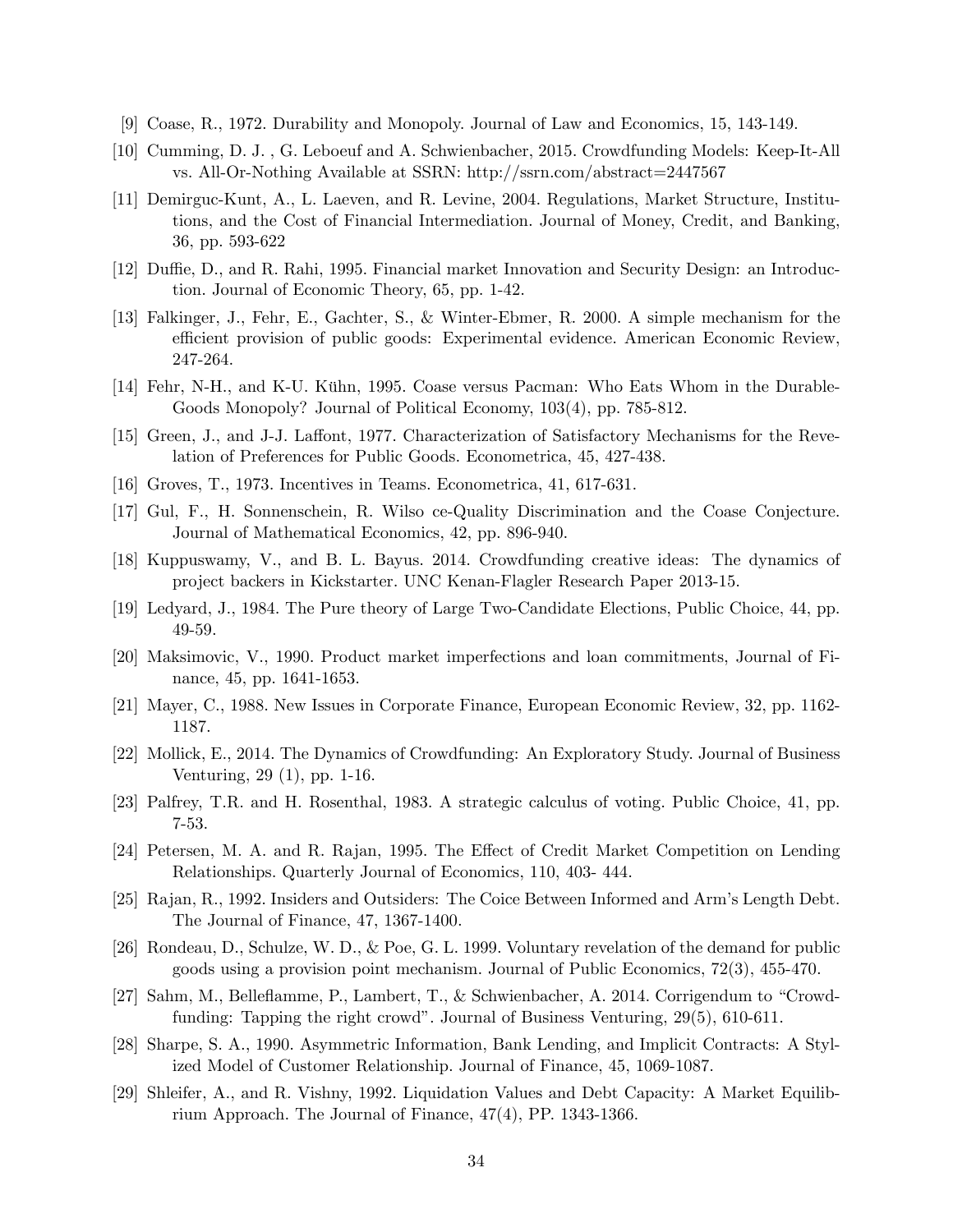[9] Coase, R., 1972. Durability and Monopoly. Journal of Law and Economics, 15, 143-149.

[10] Cumming, D. J. , G. Leboeuf and A. Schwienbacher, 2015. Crowdfunding Models: Keep-It-All vs. All-Or-Nothing Available at SSRN: http://ssrn.com/abstract=2447567

[11] Demirguc-Kunt, A., L. Laeven, and R. Levine, 2004. Regulations, Market Structure, Institutions, and the Cost of Financial Intermediation. Journal of Money, Credit, and Banking, 36, pp. 593-622

[12] Duffie, D., and R. Rahi, 1995. Financial market Innovation and Security Design: an Introduction. Journal of Economic Theory, 65, pp. 1-42.

[13] Falkinger, J., Fehr, E., Gachter, S., & Winter-Ebmer, R. 2000. A simple mechanism for the efficient provision of public goods: Experimental evidence. American Economic Review, 247-264.

[14] Fehr, N-H., and K-U. Kühn, 1995. Coase versus Pacman: Who Eats Whom in the Durable-Goods Monopoly? Journal of Political Economy, 103(4), pp. 785-812.

[15] Green, J., and J-J. Laffont, 1977. Characterization of Satisfactory Mechanisms for the Revelation of Preferences for Public Goods. Econometrica, 45, 427-438.

[16] Groves, T., 1973. Incentives in Teams. Econometrica, 41, 617-631.

[17] Gul, F., H. Sonnenschein, R. Wilso ce-Quality Discrimination and the Coase Conjecture. Journal of Mathematical Economics, 42, pp. 896-940.

[18] Kuppuswamy, V., and B. L. Bayus. 2014. Crowdfunding creative ideas: The dynamics of project backers in Kickstarter. UNC Kenan-Flagler Research Paper 2013-15.

[19] Ledyard, J., 1984. The Pure theory of Large Two-Candidate Elections, Public Choice, 44, pp. 49-59.

[20] Maksimovic, V., 1990. Product market imperfections and loan commitments, Journal of Finance, 45, pp. 1641-1653.

[21] Mayer, C., 1988. New Issues in Corporate Finance, European Economic Review, 32, pp. 1162-1187.

[22] Mollick, E., 2014. The Dynamics of Crowdfunding: An Exploratory Study. Journal of Business Venturing, 29 (1), pp. 1-16.

[23] Palfrey, T.R. and H. Rosenthal, 1983. A strategic calculus of voting. Public Choice, 41, pp. 7-53.

[24] Petersen, M. A. and R. Rajan, 1995. The Effect of Credit Market Competition on Lending Relationships. Quarterly Journal of Economics, 110, 403- 444.

[25] Rajan, R., 1992. Insiders and Outsiders: The Coice Between Informed and Arm's Length Debt. The Journal of Finance, 47, 1367-1400.

[26] Rondeau, D., Schulze, W. D., & Poe, G. L. 1999. Voluntary revelation of the demand for public goods using a provision point mechanism. Journal of Public Economics, 72(3), 455-470.

[27] Sahm, M., Belleflamme, P., Lambert, T., & Schwienbacher, A. 2014. Corrigendum to "Crowdfunding: Tapping the right crowd". Journal of Business Venturing, 29(5), 610-611.

[28] Sharpe, S. A., 1990. Asymmetric Information, Bank Lending, and Implicit Contracts: A Stylized Model of Customer Relationship. Journal of Finance, 45, 1069-1087.

[29] Shleifer, A., and R. Vishny, 1992. Liquidation Values and Debt Capacity: A Market Equilibrium Approach. The Journal of Finance, 47(4), PP. 1343-1366.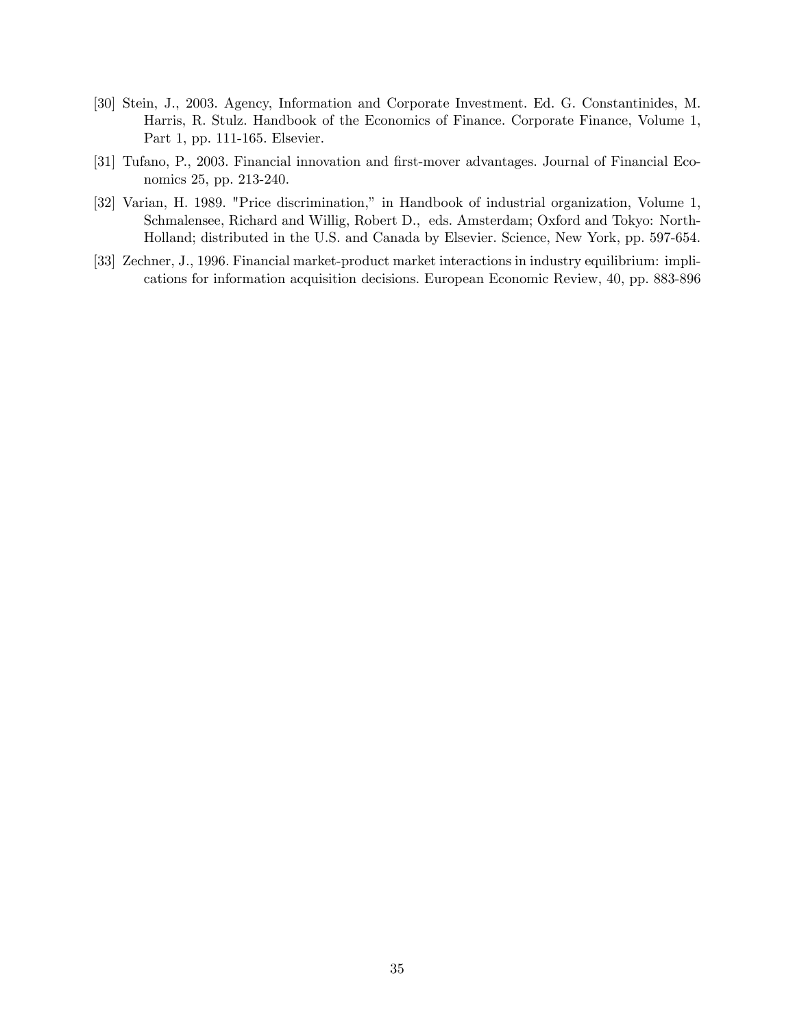[30] Stein, J., 2003. Agency, Information and Corporate Investment. Ed. G. Constantinides, M. Harris, R. Stulz. Handbook of the Economics of Finance. Corporate Finance, Volume 1, Part 1, pp. 111-165. Elsevier.

[31] Tufano, P., 2003. Financial innovation and first-mover advantages. Journal of Financial Economics 25, pp. 213-240.

[32] Varian, H. 1989. "Price discrimination," in Handbook of industrial organization, Volume 1, Schmalensee, Richard and Willig, Robert D., eds. Amsterdam; Oxford and Tokyo: North-Holland; distributed in the U.S. and Canada by Elsevier. Science, New York, pp. 597-654.

[33] Zechner, J., 1996. Financial market-product market interactions in industry equilibrium: implications for information acquisition decisions. European Economic Review, 40, pp. 883-896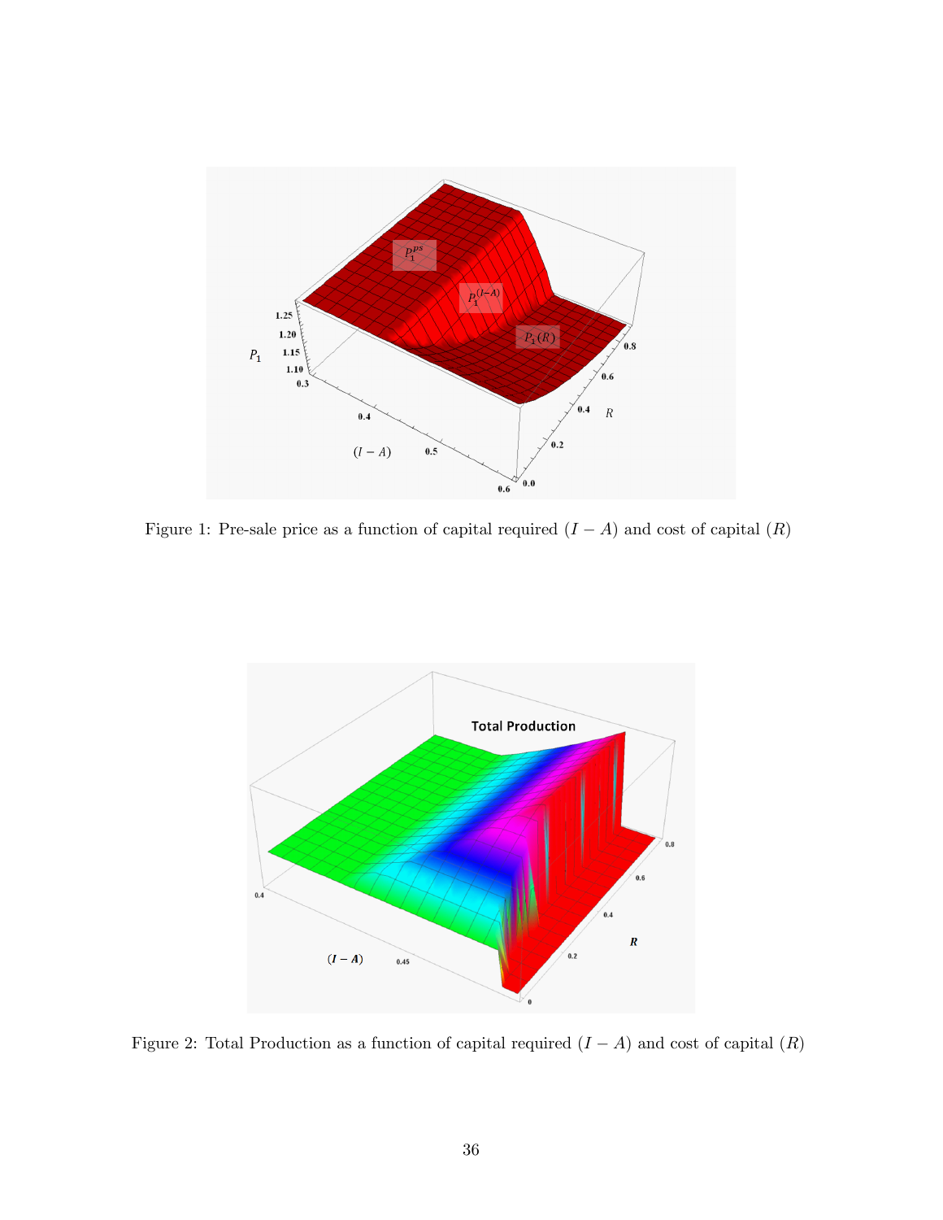Figure 1: Pre-sale price as a function of capital required $(I - A)$ and cost of capital $(R)$

Figure 2: Total Production as a function of capital required $(I - A)$ and cost of capital $(R)$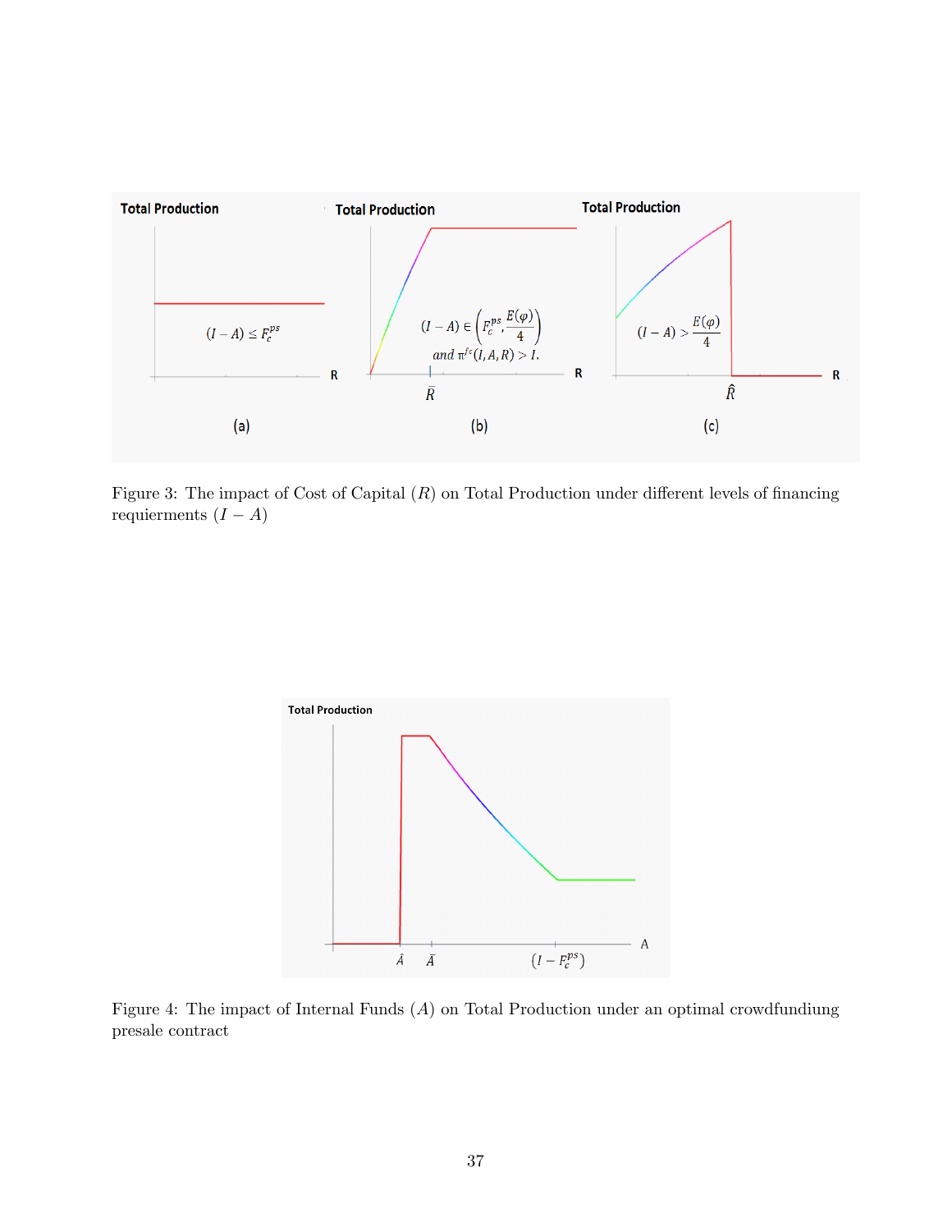Total Production

$(I - A) \leq F_c^{ps}$

R

(a)

Total Production

$(I - A) \in \left(F_c^{ps}, \frac{E(\varphi)}{4}\right)$

$and \ \pi^{fc}(I, A, R) > I.$

R

$\bar{R}$

(b)

Total Production

$(I - A) > \frac{E(\varphi)}{4}$

R

$\hat{R}$

(c)

Figure 3: The impact of Cost of Capital ($R$) on Total Production under different levels of financing requierments ($I - A$)

Total Production

A

$\hat{A}$

$\bar{A}$

$(I - F_c^{ps})$

Figure 4: The impact of Internal Funds ($A$) on Total Production under an optimal crowdfundiung presale contract